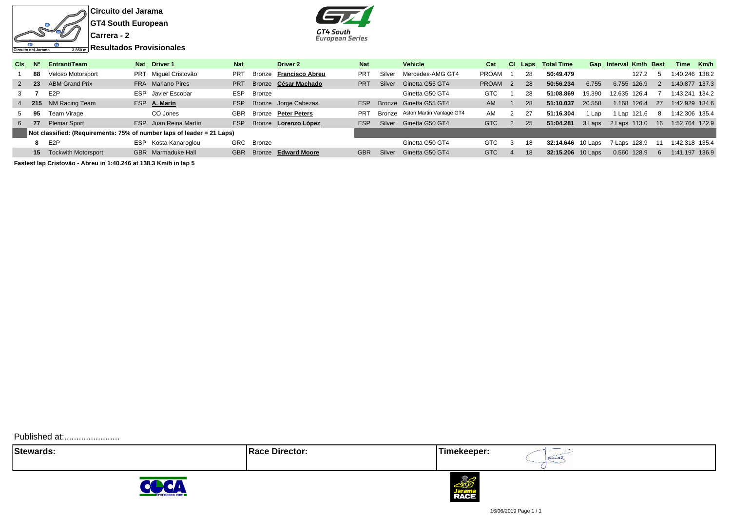**Circuito del Jarama**
**GT4 South European**
**Carrera - 2**
**Resultados Provisionales**

| Cls | Nº | Entrant/Team | Nat | Driver 1 | Nat | | Driver 2 | Nat | | Vehicle | Cat | Cl | Laps | Total Time | Gap | Interval | Km/h | Best | Time | Km/h |
|---|---|---|---|---|---|---|---|---|---|---|---|---|---|---|---|---|---|---|---|---|
| 1 | **88** | Veloso Motorsport | PRT | Miguel Cristovão | PRT | Bronze | **Francisco Abreu** | PRT | Silver | Mercedes-AMG GT4 | PROAM | 1 | 28 | **50:49.479** | | | 127.2 | 5 | 1:40.246 | 138.2 |
| 2 | **23** | ABM Grand Prix | FRA | Mariano Pires | PRT | Bronze | **César Machado** | PRT | Silver | Ginetta G55 GT4 | PROAM | 2 | 28 | **50:56.234** | 6.755 | 6.755 | 126.9 | 2 | 1:40.877 | 137.3 |
| 3 | **7** | E2P | ESP | Javier Escobar | ESP | Bronze | | | | Ginetta G50 GT4 | GTC | 1 | 28 | **51:08.869** | 19.390 | 12.635 | 126.4 | 7 | 1:43.241 | 134.2 |
| 4 | **215** | NM Racing Team | ESP | **A. Marín** | ESP | Bronze | Jorge Cabezas | ESP | Bronze | Ginetta G55 GT4 | AM | 1 | 28 | **51:10.037** | 20.558 | 1.168 | 126.4 | 27 | 1:42.929 | 134.6 |
| 5 | **95** | Team Virage | | CO Jones | GBR | Bronze | **Peter Peters** | PRT | Bronze | Aston Martin Vantage GT4 | AM | 2 | 27 | **51:16.304** | 1 Lap | 1 Lap | 121.6 | 8 | 1:42.306 | 135.4 |
| 6 | **77** | Plemar Sport | ESP | Juan Reina Martín | ESP | Bronze | **Lorenzo López** | ESP | Silver | Ginetta G50 GT4 | GTC | 2 | 25 | **51:04.281** | 3 Laps | 2 Laps | 113.0 | 16 | 1:52.764 | 122.9 |
| | **Not classified: (Requirements: 75% of number laps of leader = 21 Laps)** | | | | | | | | | | | | | | | | | | | |
| | **8** | E2P | ESP | Kosta Kanaroglou | GRC | Bronze | | | | Ginetta G50 GT4 | GTC | 3 | 18 | **32:14.646** | 10 Laps | 7 Laps | 128.9 | 11 | 1:42.318 | 135.4 |
| | **15** | Tockwith Motorsport | GBR | Marmaduke Hall | GBR | Bronze | **Edward Moore** | GBR | Silver | Ginetta G50 GT4 | GTC | 4 | 18 | **32:15.206** | 10 Laps | 0.560 | 128.9 | 6 | 1:41.197 | 136.9 |

**Fastest lap Cristovão - Abreu in 1:40.246 at 138.3 Km/h in lap 5**

Published at:.......................

| Stewards: | Race Director: | Timekeeper: |
|---|---|---|
| | | |

16/06/2019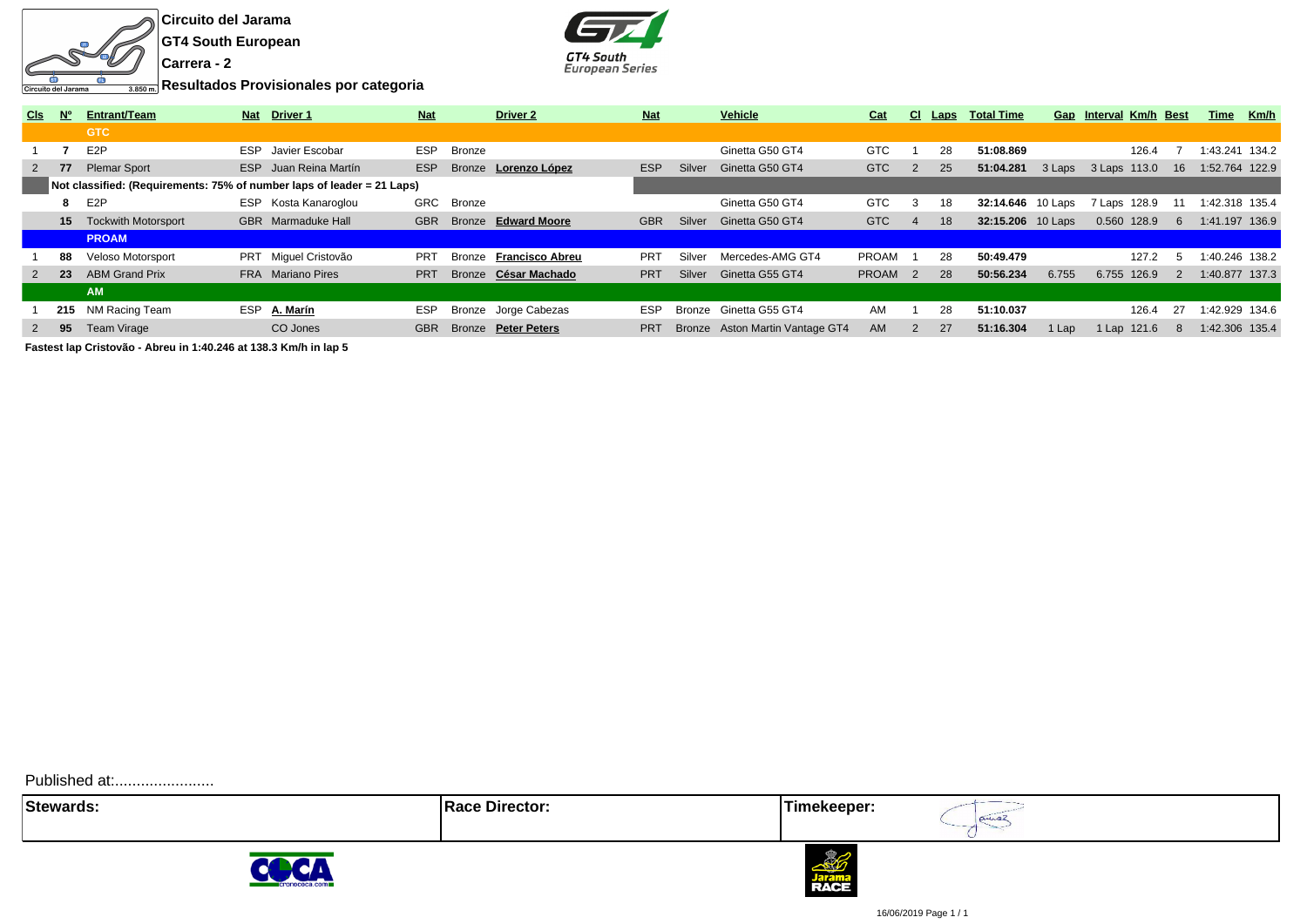**Circuito del Jarama**
**GT4 South European**
**Carrera - 2**
**Resultados Provisionales por categoria**

| Cls | Nº | Entrant/Team | Nat | Driver 1 | Nat | | Driver 2 | Nat | | Vehicle | Cat | Cl | Laps | Total Time | Gap | Interval | Km/h | Best | Time | Km/h |
|---|---|---|---|---|---|---|---|---|---|---|---|---|---|---|---|---|---|---|---|---|
| | | **GTC** | | | | | | | | | | | | | | | | | | |
| 1 | **7** | E2P | ESP | Javier Escobar | ESP | Bronze | | | | Ginetta G50 GT4 | GTC | 1 | 28 | **51:08.869** | | | 126.4 | 7 | 1:43.241 | 134.2 |
| 2 | **77** | Plemar Sport | ESP | Juan Reina Martín | ESP | Bronze | **Lorenzo López** | ESP | Silver | Ginetta G50 GT4 | GTC | 2 | 25 | **51:04.281** | 3 Laps | 3 Laps | 113.0 | 16 | 1:52.764 | 122.9 |
| | | **Not classified: (Requirements: 75% of number laps of leader = 21 Laps)** | | | | | | | | | | | | | | | | | | |
| | **8** | E2P | ESP | Kosta Kanaroglou | GRC | Bronze | | | | Ginetta G50 GT4 | GTC | 3 | 18 | **32:14.646** | 10 Laps | 7 Laps | 128.9 | 11 | 1:42.318 | 135.4 |
| | **15** | Tockwith Motorsport | GBR | Marmaduke Hall | GBR | Bronze | **Edward Moore** | GBR | Silver | Ginetta G50 GT4 | GTC | 4 | 18 | **32:15.206** | 10 Laps | 0.560 | 128.9 | 6 | 1:41.197 | 136.9 |
| | | **PROAM** | | | | | | | | | | | | | | | | | | |
| 1 | **88** | Veloso Motorsport | PRT | Miguel Cristovão | PRT | Bronze | **Francisco Abreu** | PRT | Silver | Mercedes-AMG GT4 | PROAM | 1 | 28 | **50:49.479** | | | 127.2 | 5 | 1:40.246 | 138.2 |
| 2 | **23** | ABM Grand Prix | FRA | Mariano Pires | PRT | Bronze | **César Machado** | PRT | Silver | Ginetta G55 GT4 | PROAM | 2 | 28 | **50:56.234** | 6.755 | 6.755 | 126.9 | 2 | 1:40.877 | 137.3 |
| | | **AM** | | | | | | | | | | | | | | | | | | |
| 1 | **215** | NM Racing Team | ESP | **A. Marín** | ESP | Bronze | Jorge Cabezas | ESP | Bronze | Ginetta G55 GT4 | AM | 1 | 28 | **51:10.037** | | | 126.4 | 27 | 1:42.929 | 134.6 |
| 2 | **95** | Team Virage | | CO Jones | GBR | Bronze | **Peter Peters** | PRT | Bronze | Aston Martin Vantage GT4 | AM | 2 | 27 | **51:16.304** | 1 Lap | 1 Lap | 121.6 | 8 | 1:42.306 | 135.4 |

**Fastest lap Cristovão - Abreu in 1:40.246 at 138.3 Km/h in lap 5**

Published at:.......................

| Stewards: | Race Director: | Timekeeper: |
|---|---|---|
| | | |

16/06/2019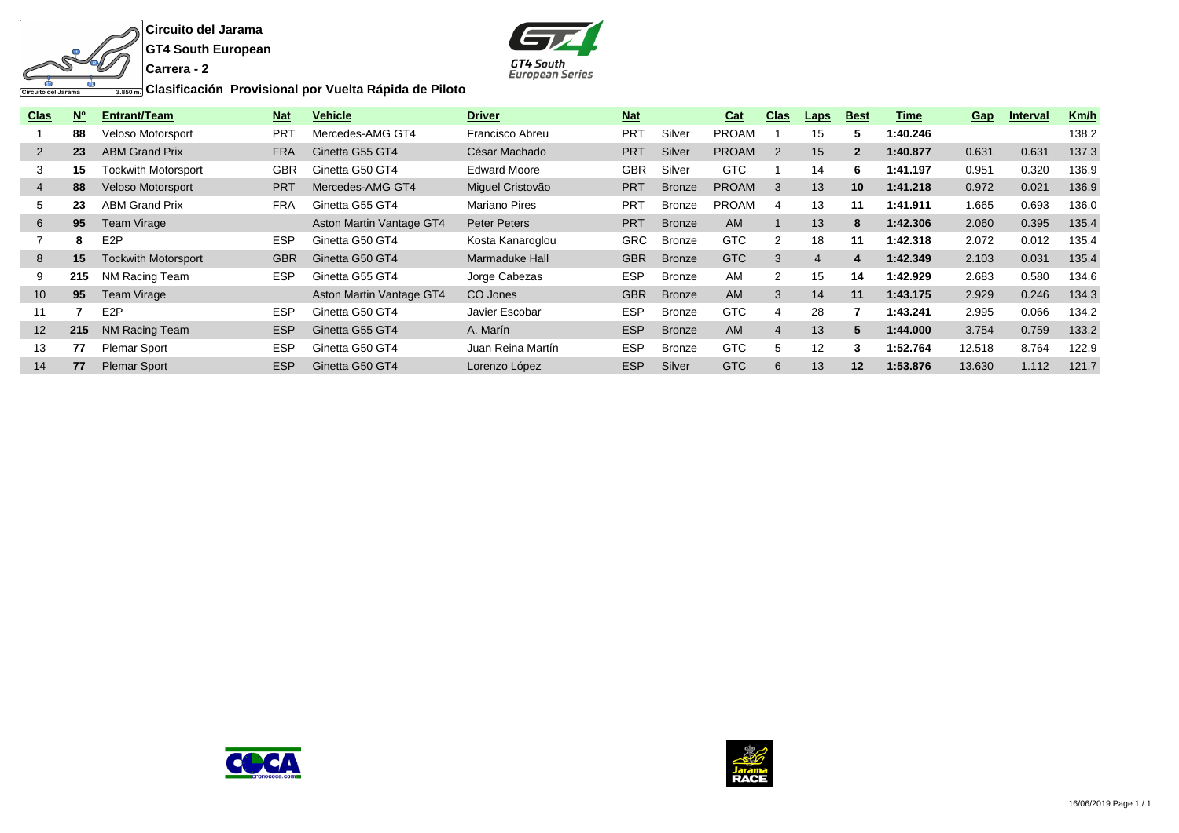**Circuito del Jarama**

**GT4 South European**

**Carrera - 2**

**Clasificación Provisional por Vuelta Rápida de Piloto**

| Clas | Nº | Entrant/Team | Nat | Vehicle | Driver | Nat | | Cat | Clas | Laps | Best | Time | Gap | Interval | Km/h |
|---|---|---|---|---|---|---|---|---|---|---|---|---|---|---|---|
| 1 | **88** | Veloso Motorsport | PRT | Mercedes-AMG GT4 | Francisco Abreu | PRT | Silver | PROAM | 1 | 15 | **5** | **1:40.246** | | | 138.2 |
| 2 | **23** | ABM Grand Prix | FRA | Ginetta G55 GT4 | César Machado | PRT | Silver | PROAM | 2 | 15 | **2** | **1:40.877** | 0.631 | 0.631 | 137.3 |
| 3 | **15** | Tockwith Motorsport | GBR | Ginetta G50 GT4 | Edward Moore | GBR | Silver | GTC | 1 | 14 | **6** | **1:41.197** | 0.951 | 0.320 | 136.9 |
| 4 | **88** | Veloso Motorsport | PRT | Mercedes-AMG GT4 | Miguel Cristovão | PRT | Bronze | PROAM | 3 | 13 | **10** | **1:41.218** | 0.972 | 0.021 | 136.9 |
| 5 | **23** | ABM Grand Prix | FRA | Ginetta G55 GT4 | Mariano Pires | PRT | Bronze | PROAM | 4 | 13 | **11** | **1:41.911** | 1.665 | 0.693 | 136.0 |
| 6 | **95** | Team Virage | | Aston Martin Vantage GT4 | Peter Peters | PRT | Bronze | AM | 1 | 13 | **8** | **1:42.306** | 2.060 | 0.395 | 135.4 |
| 7 | **8** | E2P | ESP | Ginetta G50 GT4 | Kosta Kanaroglou | GRC | Bronze | GTC | 2 | 18 | **11** | **1:42.318** | 2.072 | 0.012 | 135.4 |
| 8 | **15** | Tockwith Motorsport | GBR | Ginetta G50 GT4 | Marmaduke Hall | GBR | Bronze | GTC | 3 | 4 | **4** | **1:42.349** | 2.103 | 0.031 | 135.4 |
| 9 | **215** | NM Racing Team | ESP | Ginetta G55 GT4 | Jorge Cabezas | ESP | Bronze | AM | 2 | 15 | **14** | **1:42.929** | 2.683 | 0.580 | 134.6 |
| 10 | **95** | Team Virage | | Aston Martin Vantage GT4 | CO Jones | GBR | Bronze | AM | 3 | 14 | **11** | **1:43.175** | 2.929 | 0.246 | 134.3 |
| 11 | **7** | E2P | ESP | Ginetta G50 GT4 | Javier Escobar | ESP | Bronze | GTC | 4 | 28 | **7** | **1:43.241** | 2.995 | 0.066 | 134.2 |
| 12 | **215** | NM Racing Team | ESP | Ginetta G55 GT4 | A. Marín | ESP | Bronze | AM | 4 | 13 | **5** | **1:44.000** | 3.754 | 0.759 | 133.2 |
| 13 | **77** | Plemar Sport | ESP | Ginetta G50 GT4 | Juan Reina Martín | ESP | Bronze | GTC | 5 | 12 | **3** | **1:52.764** | 12.518 | 8.764 | 122.9 |
| 14 | **77** | Plemar Sport | ESP | Ginetta G50 GT4 | Lorenzo López | ESP | Silver | GTC | 6 | 13 | **12** | **1:53.876** | 13.630 | 1.112 | 121.7 |

16/06/2019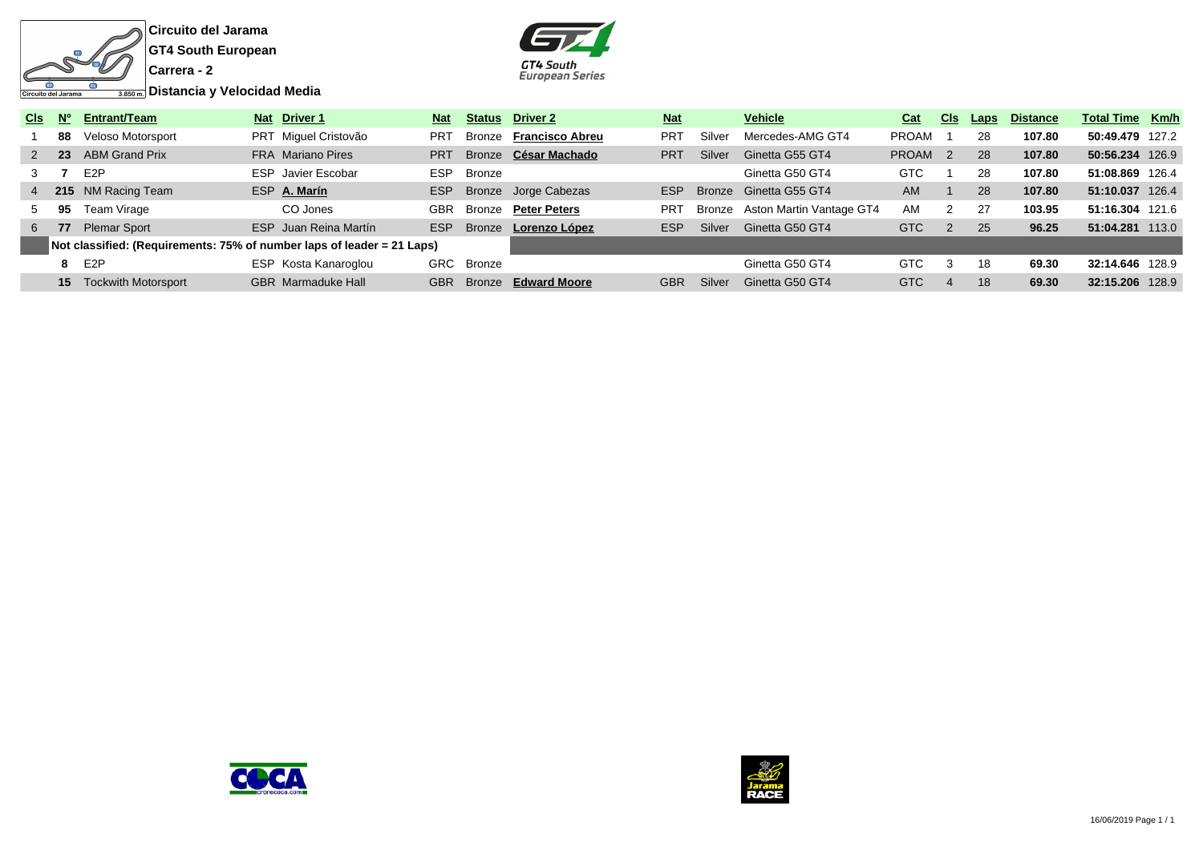**Circuito del Jarama**

**GT4 South European**

**Carrera - 2**

**Distancia y Velocidad Media**

| Cls | Nº | Entrant/Team | Nat | Driver 1 | Nat | Status | Driver 2 | Nat | | Vehicle | Cat | Cls | Laps | Distance | Total Time | Km/h |
|---|---|---|---|---|---|---|---|---|---|---|---|---|---|---|---|---|
| 1 | **88** | Veloso Motorsport | PRT | Miguel Cristovão | PRT | Bronze | **Francisco Abreu** | PRT | Silver | Mercedes-AMG GT4 | PROAM | 1 | 28 | **107.80** | **50:49.479** | 127.2 |
| 2 | **23** | ABM Grand Prix | FRA | Mariano Pires | PRT | Bronze | **César Machado** | PRT | Silver | Ginetta G55 GT4 | PROAM | 2 | 28 | **107.80** | **50:56.234** | 126.9 |
| 3 | **7** | E2P | ESP | Javier Escobar | ESP | Bronze | | | | Ginetta G50 GT4 | GTC | 1 | 28 | **107.80** | **51:08.869** | 126.4 |
| 4 | **215** | NM Racing Team | ESP | **A. Marín** | ESP | Bronze | Jorge Cabezas | ESP | Bronze | Ginetta G55 GT4 | AM | 1 | 28 | **107.80** | **51:10.037** | 126.4 |
| 5 | **95** | Team Virage | | CO Jones | GBR | Bronze | **Peter Peters** | PRT | Bronze | Aston Martin Vantage GT4 | AM | 2 | 27 | **103.95** | **51:16.304** | 121.6 |
| 6 | **77** | Plemar Sport | ESP | Juan Reina Martín | ESP | Bronze | **Lorenzo López** | ESP | Silver | Ginetta G50 GT4 | GTC | 2 | 25 | **96.25** | **51:04.281** | 113.0 |
| | **Not classified: (Requirements: 75% of number laps of leader = 21 Laps)** | | | | | | | | | | | | | | | |
| | **8** | E2P | ESP | Kosta Kanaroglou | GRC | Bronze | | | | Ginetta G50 GT4 | GTC | 3 | 18 | **69.30** | **32:14.646** | 128.9 |
| | **15** | Tockwith Motorsport | GBR | Marmaduke Hall | GBR | Bronze | **Edward Moore** | GBR | Silver | Ginetta G50 GT4 | GTC | 4 | 18 | **69.30** | **32:15.206** | 128.9 |

16/06/2019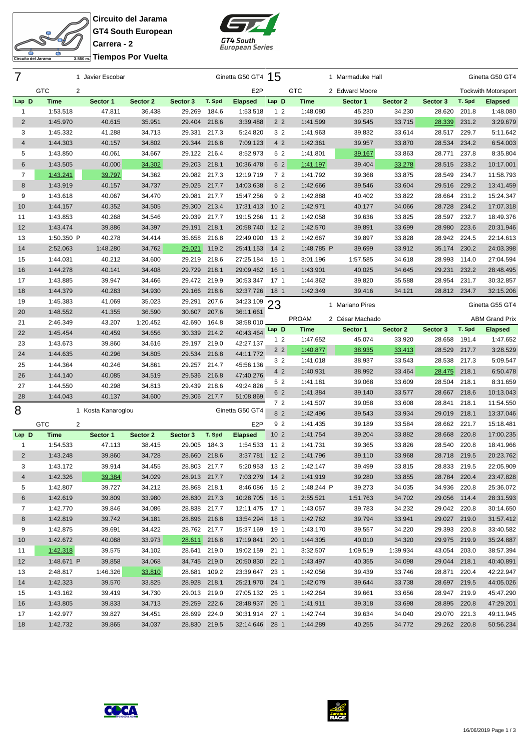**Circuito del Jarama**
**GT4 South European**
**Carrera - 2**
**Tiempos Por Vuelta**

Circuito del Jarama 3.850 m.

## 7 — 1 Javier Escobar — Ginetta G50 GT4

GTC 2 — E2P

| Lap | D | Time | Sector 1 | Sector 2 | Sector 3 | T. Spd | Elapsed |
|---|---|---|---|---|---|---|---|
| 1 | | 1:53.518 | 47.811 | 36.438 | 29.269 | 184.6 | 1:53.518 |
| 2 | | 1:45.970 | 40.615 | 35.951 | 29.404 | 218.6 | 3:39.488 |
| 3 | | 1:45.332 | 41.288 | 34.713 | 29.331 | 217.3 | 5:24.820 |
| 4 | | 1:44.303 | 40.157 | 34.802 | 29.344 | 216.8 | 7:09.123 |
| 5 | | 1:43.850 | 40.061 | 34.667 | 29.122 | 216.4 | 8:52.973 |
| 6 | | 1:43.505 | 40.000 | 34.302 | 29.203 | 218.1 | 10:36.478 |
| 7 | | 1:43.241 | 39.797 | 34.362 | 29.082 | 217.3 | 12:19.719 |
| 8 | | 1:43.919 | 40.157 | 34.737 | 29.025 | 217.7 | 14:03.638 |
| 9 | | 1:43.618 | 40.067 | 34.470 | 29.081 | 217.7 | 15:47.256 |
| 10 | | 1:44.157 | 40.352 | 34.505 | 29.300 | 213.4 | 17:31.413 |
| 11 | | 1:43.853 | 40.268 | 34.546 | 29.039 | 217.7 | 19:15.266 |
| 12 | | 1:43.474 | 39.886 | 34.397 | 29.191 | 218.1 | 20:58.740 |
| 13 | | 1:50.350 P | 40.278 | 34.414 | 35.658 | 216.8 | 22:49.090 |
| 14 | | 2:52.063 | 1:48.280 | 34.762 | 29.021 | 119.2 | 25:41.153 |
| 15 | | 1:44.031 | 40.212 | 34.600 | 29.219 | 218.6 | 27:25.184 |
| 16 | | 1:44.278 | 40.141 | 34.408 | 29.729 | 218.1 | 29:09.462 |
| 17 | | 1:43.885 | 39.947 | 34.466 | 29.472 | 219.9 | 30:53.347 |
| 18 | | 1:44.379 | 40.283 | 34.930 | 29.166 | 218.6 | 32:37.726 |
| 19 | | 1:45.383 | 41.069 | 35.023 | 29.291 | 207.6 | 34:23.109 |
| 20 | | 1:48.552 | 41.355 | 36.590 | 30.607 | 207.6 | 36:11.661 |
| 21 | | 2:46.349 | 43.207 | 1:20.452 | 42.690 | 164.8 | 38:58.010 |
| 22 | | 1:45.454 | 40.459 | 34.656 | 30.339 | 214.2 | 40:43.464 |
| 23 | | 1:43.673 | 39.860 | 34.616 | 29.197 | 219.0 | 42:27.137 |
| 24 | | 1:44.635 | 40.296 | 34.805 | 29.534 | 216.8 | 44:11.772 |
| 25 | | 1:44.364 | 40.246 | 34.861 | 29.257 | 214.7 | 45:56.136 |
| 26 | | 1:44.140 | 40.085 | 34.519 | 29.536 | 216.8 | 47:40.276 |
| 27 | | 1:44.550 | 40.298 | 34.813 | 29.439 | 218.6 | 49:24.826 |
| 28 | | 1:44.043 | 40.137 | 34.600 | 29.306 | 217.7 | 51:08.869 |

## 8 — 1 Kosta Kanaroglou — Ginetta G50 GT4

GTC 2 — E2P

| Lap | D | Time | Sector 1 | Sector 2 | Sector 3 | T. Spd | Elapsed |
|---|---|---|---|---|---|---|---|
| 1 | | 1:54.533 | 47.113 | 38.415 | 29.005 | 184.3 | 1:54.533 |
| 2 | | 1:43.248 | 39.860 | 34.728 | 28.660 | 218.6 | 3:37.781 |
| 3 | | 1:43.172 | 39.914 | 34.455 | 28.803 | 217.7 | 5:20.953 |
| 4 | | 1:42.326 | 39.384 | 34.029 | 28.913 | 217.7 | 7:03.279 |
| 5 | | 1:42.807 | 39.727 | 34.212 | 28.868 | 218.1 | 8:46.086 |
| 6 | | 1:42.619 | 39.809 | 33.980 | 28.830 | 217.3 | 10:28.705 |
| 7 | | 1:42.770 | 39.846 | 34.086 | 28.838 | 217.7 | 12:11.475 |
| 8 | | 1:42.819 | 39.742 | 34.181 | 28.896 | 216.8 | 13:54.294 |
| 9 | | 1:42.875 | 39.691 | 34.422 | 28.762 | 217.7 | 15:37.169 |
| 10 | | 1:42.672 | 40.088 | 33.973 | 28.611 | 216.8 | 17:19.841 |
| 11 | | 1:42.318 | 39.575 | 34.102 | 28.641 | 219.0 | 19:02.159 |
| 12 | | 1:48.671 P | 39.858 | 34.068 | 34.745 | 219.0 | 20:50.830 |
| 13 | | 2:48.817 | 1:46.326 | 33.810 | 28.681 | 109.2 | 23:39.647 |
| 14 | | 1:42.323 | 39.570 | 33.825 | 28.928 | 218.1 | 25:21.970 |
| 15 | | 1:43.162 | 39.419 | 34.730 | 29.013 | 219.0 | 27:05.132 |
| 16 | | 1:43.805 | 39.833 | 34.713 | 29.259 | 222.6 | 28:48.937 |
| 17 | | 1:42.977 | 39.827 | 34.451 | 28.699 | 224.0 | 30:31.914 |
| 18 | | 1:42.732 | 39.865 | 34.037 | 28.830 | 219.5 | 32:14.646 |

## 15 — 1 Marmaduke Hall / 2 Edward Moore — Ginetta G50 GT4

GTC — Tockwith Motorsport

| Lap | D | Time | Sector 1 | Sector 2 | Sector 3 | T. Spd | Elapsed |
|---|---|---|---|---|---|---|---|
| 1 | 2 | 1:48.080 | 45.230 | 34.230 | 28.620 | 201.8 | 1:48.080 |
| 2 | 2 | 1:41.599 | 39.545 | 33.715 | 28.339 | 231.2 | 3:29.679 |
| 3 | 2 | 1:41.963 | 39.832 | 33.614 | 28.517 | 229.7 | 5:11.642 |
| 4 | 2 | 1:42.361 | 39.957 | 33.870 | 28.534 | 234.2 | 6:54.003 |
| 5 | 2 | 1:41.801 | 39.167 | 33.863 | 28.771 | 237.8 | 8:35.804 |
| 6 | 2 | 1:41.197 | 39.404 | 33.278 | 28.515 | 233.2 | 10:17.001 |
| 7 | 2 | 1:41.792 | 39.368 | 33.875 | 28.549 | 234.7 | 11:58.793 |
| 8 | 2 | 1:42.666 | 39.546 | 33.604 | 29.516 | 229.2 | 13:41.459 |
| 9 | 2 | 1:42.888 | 40.402 | 33.822 | 28.664 | 231.2 | 15:24.347 |
| 10 | 2 | 1:42.971 | 40.177 | 34.066 | 28.728 | 234.2 | 17:07.318 |
| 11 | 2 | 1:42.058 | 39.636 | 33.825 | 28.597 | 232.7 | 18:49.376 |
| 12 | 2 | 1:42.570 | 39.891 | 33.699 | 28.980 | 223.6 | 20:31.946 |
| 13 | 2 | 1:42.667 | 39.897 | 33.828 | 28.942 | 224.5 | 22:14.613 |
| 14 | 2 | 1:48.785 P | 39.699 | 33.912 | 35.174 | 230.2 | 24:03.398 |
| 15 | 1 | 3:01.196 | 1:57.585 | 34.618 | 28.993 | 114.0 | 27:04.594 |
| 16 | 1 | 1:43.901 | 40.025 | 34.645 | 29.231 | 232.2 | 28:48.495 |
| 17 | 1 | 1:44.362 | 39.820 | 35.588 | 28.954 | 231.7 | 30:32.857 |
| 18 | 1 | 1:42.349 | 39.416 | 34.121 | 28.812 | 234.7 | 32:15.206 |

## 23 — 1 Mariano Pires / 2 César Machado — Ginetta G55 GT4

PROAM — ABM Grand Prix

| Lap | D | Time | Sector 1 | Sector 2 | Sector 3 | T. Spd | Elapsed |
|---|---|---|---|---|---|---|---|
| 1 | 2 | 1:47.652 | 45.074 | 33.920 | 28.658 | 191.4 | 1:47.652 |
| 2 | 2 | 1:40.877 | 38.935 | 33.413 | 28.529 | 217.7 | 3:28.529 |
| 3 | 2 | 1:41.018 | 38.937 | 33.543 | 28.538 | 217.3 | 5:09.547 |
| 4 | 2 | 1:40.931 | 38.992 | 33.464 | 28.475 | 218.1 | 6:50.478 |
| 5 | 2 | 1:41.181 | 39.068 | 33.609 | 28.504 | 218.1 | 8:31.659 |
| 6 | 2 | 1:41.384 | 39.140 | 33.577 | 28.667 | 218.6 | 10:13.043 |
| 7 | 2 | 1:41.507 | 39.058 | 33.608 | 28.841 | 218.1 | 11:54.550 |
| 8 | 2 | 1:42.496 | 39.543 | 33.934 | 29.019 | 218.1 | 13:37.046 |
| 9 | 2 | 1:41.435 | 39.189 | 33.584 | 28.662 | 221.7 | 15:18.481 |
| 10 | 2 | 1:41.754 | 39.204 | 33.882 | 28.668 | 220.8 | 17:00.235 |
| 11 | 2 | 1:41.731 | 39.365 | 33.826 | 28.540 | 220.8 | 18:41.966 |
| 12 | 2 | 1:41.796 | 39.110 | 33.968 | 28.718 | 219.5 | 20:23.762 |
| 13 | 2 | 1:42.147 | 39.499 | 33.815 | 28.833 | 219.5 | 22:05.909 |
| 14 | 2 | 1:41.919 | 39.280 | 33.855 | 28.784 | 220.4 | 23:47.828 |
| 15 | 2 | 1:48.244 P | 39.273 | 34.035 | 34.936 | 220.8 | 25:36.072 |
| 16 | 1 | 2:55.521 | 1:51.763 | 34.702 | 29.056 | 114.4 | 28:31.593 |
| 17 | 1 | 1:43.057 | 39.783 | 34.232 | 29.042 | 220.8 | 30:14.650 |
| 18 | 1 | 1:42.762 | 39.794 | 33.941 | 29.027 | 219.0 | 31:57.412 |
| 19 | 1 | 1:43.170 | 39.557 | 34.220 | 29.393 | 220.8 | 33:40.582 |
| 20 | 1 | 1:44.305 | 40.010 | 34.320 | 29.975 | 219.9 | 35:24.887 |
| 21 | 1 | 3:32.507 | 1:09.519 | 1:39.934 | 43.054 | 203.0 | 38:57.394 |
| 22 | 1 | 1:43.497 | 40.355 | 34.098 | 29.044 | 218.1 | 40:40.891 |
| 23 | 1 | 1:42.056 | 39.439 | 33.746 | 28.871 | 220.4 | 42:22.947 |
| 24 | 1 | 1:42.079 | 39.644 | 33.738 | 28.697 | 219.5 | 44:05.026 |
| 25 | 1 | 1:42.264 | 39.661 | 33.656 | 28.947 | 219.9 | 45:47.290 |
| 26 | 1 | 1:41.911 | 39.318 | 33.698 | 28.895 | 220.8 | 47:29.201 |
| 27 | 1 | 1:42.744 | 39.634 | 34.040 | 29.070 | 221.3 | 49:11.945 |
| 28 | 1 | 1:44.289 | 40.255 | 34.772 | 29.262 | 220.8 | 50:56.234 |

16/06/2019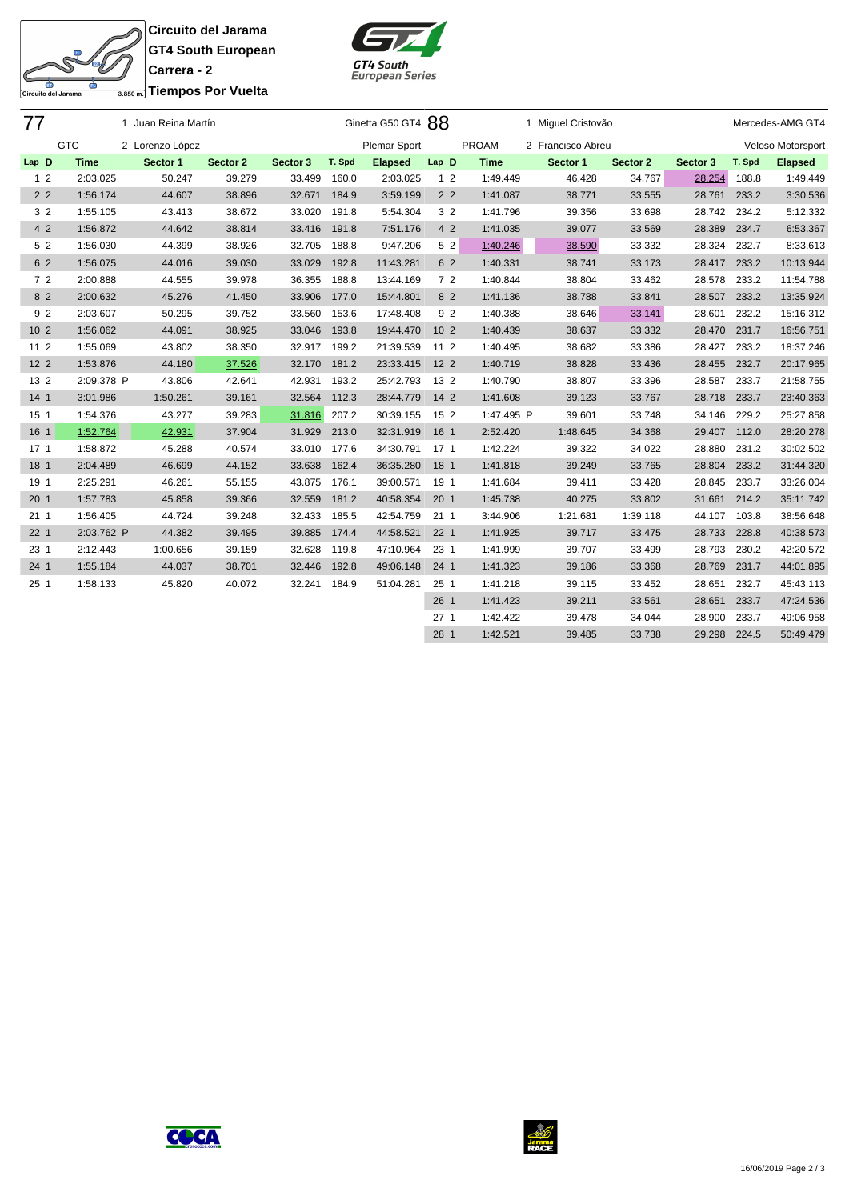**Circuito del Jarama**
**GT4 South European**
**Carrera - 2**
**Tiempos Por Vuelta**

Circuito del Jarama 3.850 m.

GT4 South European Series

| 77 | | 1 Juan Reina Martín | | | | Ginetta G50 GT4 | 88 | | 1 Miguel Cristovão | | | | Mercedes-AMG GT4 |
|---|---|---|---|---|---|---|---|---|---|---|---|---|---|
| GTC | | 2 Lorenzo López | | | | Plemar Sport | PROAM | | 2 Francisco Abreu | | | | Veloso Motorsport |
| Lap D | Time | Sector 1 | Sector 2 | Sector 3 | T. Spd | Elapsed | Lap D | Time | Sector 1 | Sector 2 | Sector 3 | T. Spd | Elapsed |
| 1 2 | 2:03.025 | 50.247 | 39.279 | 33.499 | 160.0 | 2:03.025 | 1 2 | 1:49.449 | 46.428 | 34.767 | 28.254 | 188.8 | 1:49.449 |
| 2 2 | 1:56.174 | 44.607 | 38.896 | 32.671 | 184.9 | 3:59.199 | 2 2 | 1:41.087 | 38.771 | 33.555 | 28.761 | 233.2 | 3:30.536 |
| 3 2 | 1:55.105 | 43.413 | 38.672 | 33.020 | 191.8 | 5:54.304 | 3 2 | 1:41.796 | 39.356 | 33.698 | 28.742 | 234.2 | 5:12.332 |
| 4 2 | 1:56.872 | 44.642 | 38.814 | 33.416 | 191.8 | 7:51.176 | 4 2 | 1:41.035 | 39.077 | 33.569 | 28.389 | 234.7 | 6:53.367 |
| 5 2 | 1:56.030 | 44.399 | 38.926 | 32.705 | 188.8 | 9:47.206 | 5 2 | 1:40.246 | 38.590 | 33.332 | 28.324 | 232.7 | 8:33.613 |
| 6 2 | 1:56.075 | 44.016 | 39.030 | 33.029 | 192.8 | 11:43.281 | 6 2 | 1:40.331 | 38.741 | 33.173 | 28.417 | 233.2 | 10:13.944 |
| 7 2 | 2:00.888 | 44.555 | 39.978 | 36.355 | 188.8 | 13:44.169 | 7 2 | 1:40.844 | 38.804 | 33.462 | 28.578 | 233.2 | 11:54.788 |
| 8 2 | 2:00.632 | 45.276 | 41.450 | 33.906 | 177.0 | 15:44.801 | 8 2 | 1:41.136 | 38.788 | 33.841 | 28.507 | 233.2 | 13:35.924 |
| 9 2 | 2:03.607 | 50.295 | 39.752 | 33.560 | 153.6 | 17:48.408 | 9 2 | 1:40.388 | 38.646 | 33.141 | 28.601 | 232.2 | 15:16.312 |
| 10 2 | 1:56.062 | 44.091 | 38.925 | 33.046 | 193.8 | 19:44.470 | 10 2 | 1:40.439 | 38.637 | 33.332 | 28.470 | 231.7 | 16:56.751 |
| 11 2 | 1:55.069 | 43.802 | 38.350 | 32.917 | 199.2 | 21:39.539 | 11 2 | 1:40.495 | 38.682 | 33.386 | 28.427 | 233.2 | 18:37.246 |
| 12 2 | 1:53.876 | 44.180 | 37.526 | 32.170 | 181.2 | 23:33.415 | 12 2 | 1:40.719 | 38.828 | 33.436 | 28.455 | 232.7 | 20:17.965 |
| 13 2 | 2:09.378 P | 43.806 | 42.641 | 42.931 | 193.2 | 25:42.793 | 13 2 | 1:40.790 | 38.807 | 33.396 | 28.587 | 233.7 | 21:58.755 |
| 14 1 | 3:01.986 | 1:50.261 | 39.161 | 32.564 | 112.3 | 28:44.779 | 14 2 | 1:41.608 | 39.123 | 33.767 | 28.718 | 233.7 | 23:40.363 |
| 15 1 | 1:54.376 | 43.277 | 39.283 | 31.816 | 207.2 | 30:39.155 | 15 2 | 1:47.495 P | 39.601 | 33.748 | 34.146 | 229.2 | 25:27.858 |
| 16 1 | 1:52.764 | 42.931 | 37.904 | 31.929 | 213.0 | 32:31.919 | 16 1 | 2:52.420 | 1:48.645 | 34.368 | 29.407 | 112.0 | 28:20.278 |
| 17 1 | 1:58.872 | 45.288 | 40.574 | 33.010 | 177.6 | 34:30.791 | 17 1 | 1:42.224 | 39.322 | 34.022 | 28.880 | 231.2 | 30:02.502 |
| 18 1 | 2:04.489 | 46.699 | 44.152 | 33.638 | 162.4 | 36:35.280 | 18 1 | 1:41.818 | 39.249 | 33.765 | 28.804 | 233.2 | 31:44.320 |
| 19 1 | 2:25.291 | 46.261 | 55.155 | 43.875 | 176.1 | 39:00.571 | 19 1 | 1:41.684 | 39.411 | 33.428 | 28.845 | 233.7 | 33:26.004 |
| 20 1 | 1:57.783 | 45.858 | 39.366 | 32.559 | 181.2 | 40:58.354 | 20 1 | 1:45.738 | 40.275 | 33.802 | 31.661 | 214.2 | 35:11.742 |
| 21 1 | 1:56.405 | 44.724 | 39.248 | 32.433 | 185.5 | 42:54.759 | 21 1 | 3:44.906 | 1:21.681 | 1:39.118 | 44.107 | 103.8 | 38:56.648 |
| 22 1 | 2:03.762 P | 44.382 | 39.495 | 39.885 | 174.4 | 44:58.521 | 22 1 | 1:41.925 | 39.717 | 33.475 | 28.733 | 228.8 | 40:38.573 |
| 23 1 | 2:12.443 | 1:00.656 | 39.159 | 32.628 | 119.8 | 47:10.964 | 23 1 | 1:41.999 | 39.707 | 33.499 | 28.793 | 230.2 | 42:20.572 |
| 24 1 | 1:55.184 | 44.037 | 38.701 | 32.446 | 192.8 | 49:06.148 | 24 1 | 1:41.323 | 39.186 | 33.368 | 28.769 | 231.7 | 44:01.895 |
| 25 1 | 1:58.133 | 45.820 | 40.072 | 32.241 | 184.9 | 51:04.281 | 25 1 | 1:41.218 | 39.115 | 33.452 | 28.651 | 232.7 | 45:43.113 |
| | | | | | | | 26 1 | 1:41.423 | 39.211 | 33.561 | 28.651 | 233.7 | 47:24.536 |
| | | | | | | | 27 1 | 1:42.422 | 39.478 | 34.044 | 28.900 | 233.7 | 49:06.958 |
| | | | | | | | 28 1 | 1:42.521 | 39.485 | 33.738 | 29.298 | 224.5 | 50:49.479 |

16/06/2019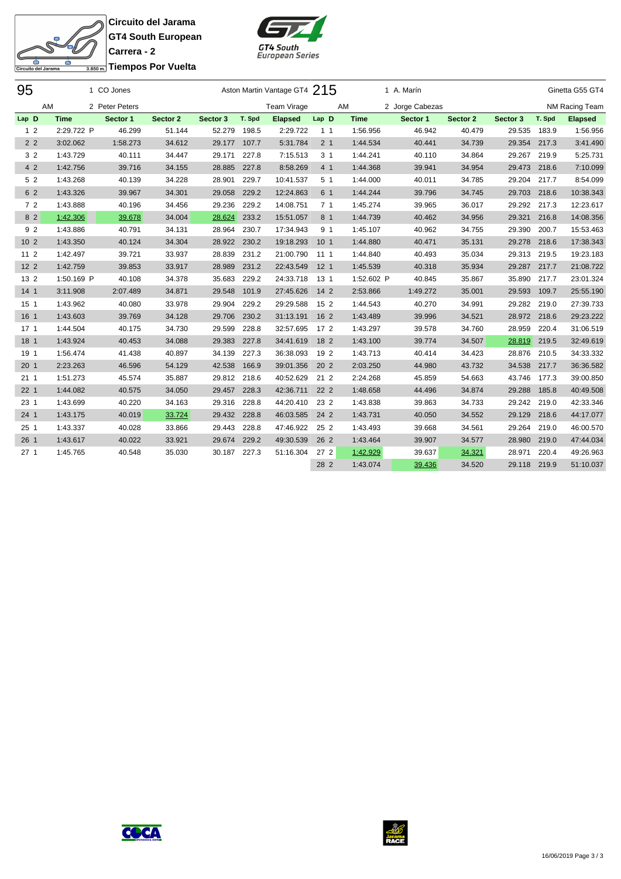**Circuito del Jarama**
**GT4 South European**
**Carrera - 2**
**Tiempos Por Vuelta**

Circuito del Jarama 3.850 m.

GT4 South European Series

| 95 | | 1 CO Jones | | | Aston Martin Vantage GT4 | | 215 | | 1 A. Marín | | | | Ginetta G55 GT4 |
|---|---|---|---|---|---|---|---|---|---|---|---|---|---|
| AM | | 2 Peter Peters | | | Team Virage | | AM | | 2 Jorge Cabezas | | | | NM Racing Team |
| Lap D | Time | Sector 1 | Sector 2 | Sector 3 | T. Spd | Elapsed | Lap D | Time | Sector 1 | Sector 2 | Sector 3 | T. Spd | Elapsed |
| 1 2 | 2:29.722 P | 46.299 | 51.144 | 52.279 | 198.5 | 2:29.722 | 1 1 | 1:56.956 | 46.942 | 40.479 | 29.535 | 183.9 | 1:56.956 |
| 2 2 | 3:02.062 | 1:58.273 | 34.612 | 29.177 | 107.7 | 5:31.784 | 2 1 | 1:44.534 | 40.441 | 34.739 | 29.354 | 217.3 | 3:41.490 |
| 3 2 | 1:43.729 | 40.111 | 34.447 | 29.171 | 227.8 | 7:15.513 | 3 1 | 1:44.241 | 40.110 | 34.864 | 29.267 | 219.9 | 5:25.731 |
| 4 2 | 1:42.756 | 39.716 | 34.155 | 28.885 | 227.8 | 8:58.269 | 4 1 | 1:44.368 | 39.941 | 34.954 | 29.473 | 218.6 | 7:10.099 |
| 5 2 | 1:43.268 | 40.139 | 34.228 | 28.901 | 229.7 | 10:41.537 | 5 1 | 1:44.000 | 40.011 | 34.785 | 29.204 | 217.7 | 8:54.099 |
| 6 2 | 1:43.326 | 39.967 | 34.301 | 29.058 | 229.2 | 12:24.863 | 6 1 | 1:44.244 | 39.796 | 34.745 | 29.703 | 218.6 | 10:38.343 |
| 7 2 | 1:43.888 | 40.196 | 34.456 | 29.236 | 229.2 | 14:08.751 | 7 1 | 1:45.274 | 39.965 | 36.017 | 29.292 | 217.3 | 12:23.617 |
| 8 2 | 1:42.306 | 39.678 | 34.004 | 28.624 | 233.2 | 15:51.057 | 8 1 | 1:44.739 | 40.462 | 34.956 | 29.321 | 216.8 | 14:08.356 |
| 9 2 | 1:43.886 | 40.791 | 34.131 | 28.964 | 230.7 | 17:34.943 | 9 1 | 1:45.107 | 40.962 | 34.755 | 29.390 | 200.7 | 15:53.463 |
| 10 2 | 1:43.350 | 40.124 | 34.304 | 28.922 | 230.2 | 19:18.293 | 10 1 | 1:44.880 | 40.471 | 35.131 | 29.278 | 218.6 | 17:38.343 |
| 11 2 | 1:42.497 | 39.721 | 33.937 | 28.839 | 231.2 | 21:00.790 | 11 1 | 1:44.840 | 40.493 | 35.034 | 29.313 | 219.5 | 19:23.183 |
| 12 2 | 1:42.759 | 39.853 | 33.917 | 28.989 | 231.2 | 22:43.549 | 12 1 | 1:45.539 | 40.318 | 35.934 | 29.287 | 217.7 | 21:08.722 |
| 13 2 | 1:50.169 P | 40.108 | 34.378 | 35.683 | 229.2 | 24:33.718 | 13 1 | 1:52.602 P | 40.845 | 35.867 | 35.890 | 217.7 | 23:01.324 |
| 14 1 | 3:11.908 | 2:07.489 | 34.871 | 29.548 | 101.9 | 27:45.626 | 14 2 | 2:53.866 | 1:49.272 | 35.001 | 29.593 | 109.7 | 25:55.190 |
| 15 1 | 1:43.962 | 40.080 | 33.978 | 29.904 | 229.2 | 29:29.588 | 15 2 | 1:44.543 | 40.270 | 34.991 | 29.282 | 219.0 | 27:39.733 |
| 16 1 | 1:43.603 | 39.769 | 34.128 | 29.706 | 230.2 | 31:13.191 | 16 2 | 1:43.489 | 39.996 | 34.521 | 28.972 | 218.6 | 29:23.222 |
| 17 1 | 1:44.504 | 40.175 | 34.730 | 29.599 | 228.8 | 32:57.695 | 17 2 | 1:43.297 | 39.578 | 34.760 | 28.959 | 220.4 | 31:06.519 |
| 18 1 | 1:43.924 | 40.453 | 34.088 | 29.383 | 227.8 | 34:41.619 | 18 2 | 1:43.100 | 39.774 | 34.507 | 28.819 | 219.5 | 32:49.619 |
| 19 1 | 1:56.474 | 41.438 | 40.897 | 34.139 | 227.3 | 36:38.093 | 19 2 | 1:43.713 | 40.414 | 34.423 | 28.876 | 210.5 | 34:33.332 |
| 20 1 | 2:23.263 | 46.596 | 54.129 | 42.538 | 166.9 | 39:01.356 | 20 2 | 2:03.250 | 44.980 | 43.732 | 34.538 | 217.7 | 36:36.582 |
| 21 1 | 1:51.273 | 45.574 | 35.887 | 29.812 | 218.6 | 40:52.629 | 21 2 | 2:24.268 | 45.859 | 54.663 | 43.746 | 177.3 | 39:00.850 |
| 22 1 | 1:44.082 | 40.575 | 34.050 | 29.457 | 228.3 | 42:36.711 | 22 2 | 1:48.658 | 44.496 | 34.874 | 29.288 | 185.8 | 40:49.508 |
| 23 1 | 1:43.699 | 40.220 | 34.163 | 29.316 | 228.8 | 44:20.410 | 23 2 | 1:43.838 | 39.863 | 34.733 | 29.242 | 219.0 | 42:33.346 |
| 24 1 | 1:43.175 | 40.019 | 33.724 | 29.432 | 228.8 | 46:03.585 | 24 2 | 1:43.731 | 40.050 | 34.552 | 29.129 | 218.6 | 44:17.077 |
| 25 1 | 1:43.337 | 40.028 | 33.866 | 29.443 | 228.8 | 47:46.922 | 25 2 | 1:43.493 | 39.668 | 34.561 | 29.264 | 219.0 | 46:00.570 |
| 26 1 | 1:43.617 | 40.022 | 33.921 | 29.674 | 229.2 | 49:30.539 | 26 2 | 1:43.464 | 39.907 | 34.577 | 28.980 | 219.0 | 47:44.034 |
| 27 1 | 1:45.765 | 40.548 | 35.030 | 30.187 | 227.3 | 51:16.304 | 27 2 | 1:42.929 | 39.637 | 34.321 | 28.971 | 220.4 | 49:26.963 |
| | | | | | | | 28 2 | 1:43.074 | 39.436 | 34.520 | 29.118 | 219.9 | 51:10.037 |

16/06/2019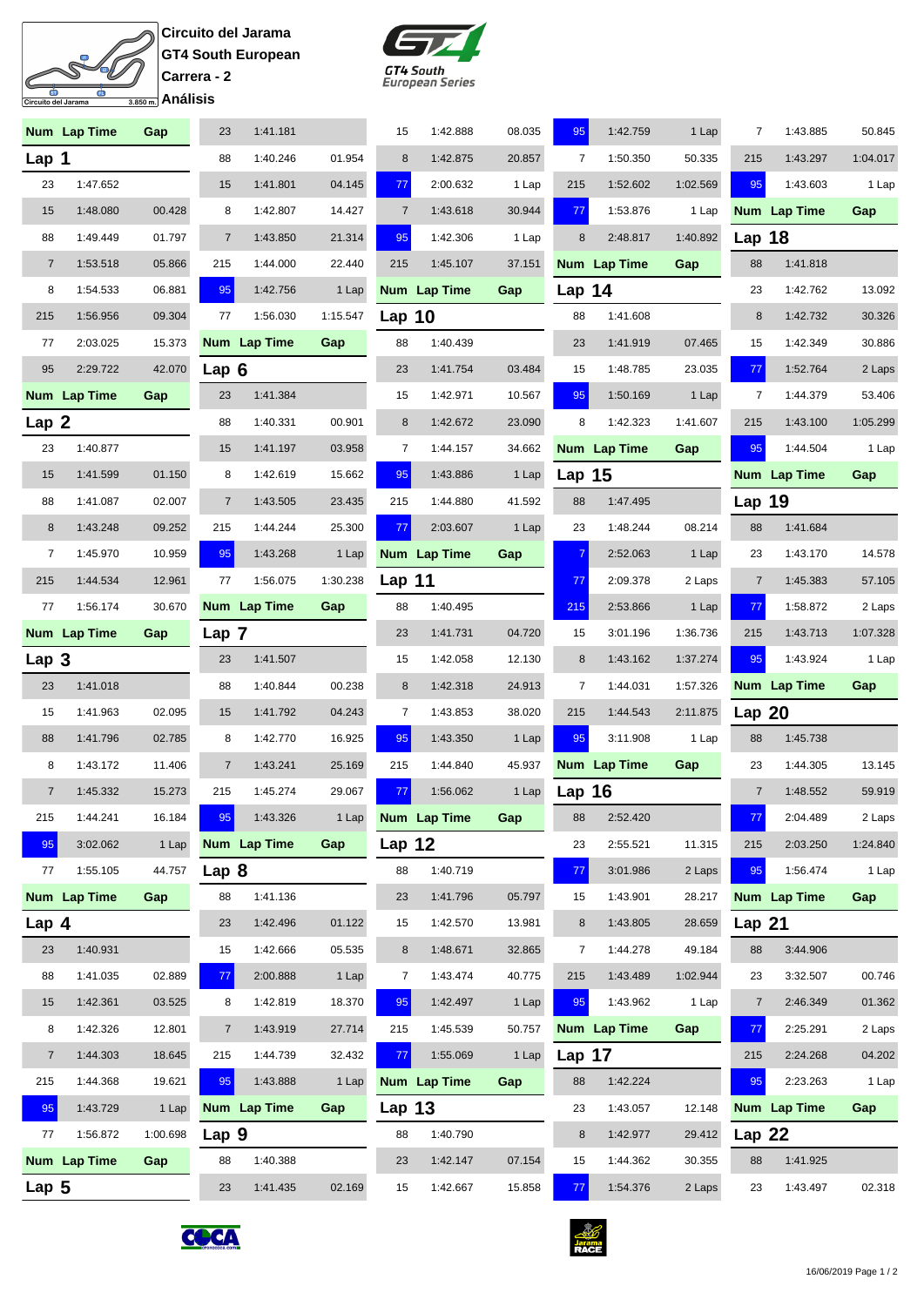**Circuito del Jarama**
**GT4 South European**
**Carrera - 2**
**Análisis**

### Lap 1

| Num | Lap Time | Gap |
|---|---|---|
| 23 | 1:47.652 | |
| 15 | 1:48.080 | 00.428 |
| 88 | 1:49.449 | 01.797 |
| 7 | 1:53.518 | 05.866 |
| 8 | 1:54.533 | 06.881 |
| 215 | 1:56.956 | 09.304 |
| 77 | 2:03.025 | 15.373 |
| 95 | 2:29.722 | 42.070 |

### Lap 2

| Num | Lap Time | Gap |
|---|---|---|
| 23 | 1:40.877 | |
| 15 | 1:41.599 | 01.150 |
| 88 | 1:41.087 | 02.007 |
| 8 | 1:43.248 | 09.252 |
| 7 | 1:45.970 | 10.959 |
| 215 | 1:44.534 | 12.961 |
| 77 | 1:56.174 | 30.670 |

### Lap 3

| Num | Lap Time | Gap |
|---|---|---|
| 23 | 1:41.018 | |
| 15 | 1:41.963 | 02.095 |
| 88 | 1:41.796 | 02.785 |
| 8 | 1:43.172 | 11.406 |
| 7 | 1:45.332 | 15.273 |
| 215 | 1:44.241 | 16.184 |
| 95 | 3:02.062 | 1 Lap |
| 77 | 1:55.105 | 44.757 |

### Lap 4

| Num | Lap Time | Gap |
|---|---|---|
| 23 | 1:40.931 | |
| 88 | 1:41.035 | 02.889 |
| 15 | 1:42.361 | 03.525 |
| 8 | 1:42.326 | 12.801 |
| 7 | 1:44.303 | 18.645 |
| 215 | 1:44.368 | 19.621 |
| 95 | 1:43.729 | 1 Lap |
| 77 | 1:56.872 | 1:00.698 |

### Lap 5

| Num | Lap Time | Gap |
|---|---|---|
| 23 | 1:41.181 | |
| 88 | 1:40.246 | 01.954 |
| 15 | 1:41.801 | 04.145 |
| 8 | 1:42.807 | 14.427 |
| 7 | 1:43.850 | 21.314 |
| 215 | 1:44.000 | 22.440 |
| 95 | 1:42.756 | 1 Lap |
| 77 | 1:56.030 | 1:15.547 |

### Lap 6

| Num | Lap Time | Gap |
|---|---|---|
| 23 | 1:41.384 | |
| 88 | 1:40.331 | 00.901 |
| 15 | 1:41.197 | 03.958 |
| 8 | 1:42.619 | 15.662 |
| 7 | 1:43.505 | 23.435 |
| 215 | 1:44.244 | 25.300 |
| 95 | 1:43.268 | 1 Lap |
| 77 | 1:56.075 | 1:30.238 |

### Lap 7

| Num | Lap Time | Gap |
|---|---|---|
| 23 | 1:41.507 | |
| 88 | 1:40.844 | 00.238 |
| 15 | 1:41.792 | 04.243 |
| 8 | 1:42.770 | 16.925 |
| 7 | 1:43.241 | 25.169 |
| 215 | 1:45.274 | 29.067 |
| 95 | 1:43.326 | 1 Lap |

### Lap 8

| Num | Lap Time | Gap |
|---|---|---|
| 88 | 1:41.136 | |
| 23 | 1:42.496 | 01.122 |
| 15 | 1:42.666 | 05.535 |
| 77 | 2:00.888 | 1 Lap |
| 8 | 1:42.819 | 18.370 |
| 7 | 1:43.919 | 27.714 |
| 215 | 1:44.739 | 32.432 |
| 95 | 1:43.888 | 1 Lap |

### Lap 9

| Num | Lap Time | Gap |
|---|---|---|
| 88 | 1:40.388 | |
| 23 | 1:41.435 | 02.169 |
| 15 | 1:42.888 | 08.035 |
| 8 | 1:42.875 | 20.857 |
| 77 | 2:00.632 | 1 Lap |
| 7 | 1:43.618 | 30.944 |
| 95 | 1:42.306 | 1 Lap |
| 215 | 1:45.107 | 37.151 |

### Lap 10

| Num | Lap Time | Gap |
|---|---|---|
| 88 | 1:40.439 | |
| 23 | 1:41.754 | 03.484 |
| 15 | 1:42.971 | 10.567 |
| 8 | 1:42.672 | 23.090 |
| 7 | 1:44.157 | 34.662 |
| 95 | 1:43.886 | 1 Lap |
| 215 | 1:44.880 | 41.592 |
| 77 | 2:03.607 | 1 Lap |

### Lap 11

| Num | Lap Time | Gap |
|---|---|---|
| 88 | 1:40.495 | |
| 23 | 1:41.731 | 04.720 |
| 15 | 1:42.058 | 12.130 |
| 8 | 1:42.318 | 24.913 |
| 7 | 1:43.853 | 38.020 |
| 95 | 1:43.350 | 1 Lap |
| 215 | 1:44.840 | 45.937 |
| 77 | 1:56.062 | 1 Lap |

### Lap 12

| Num | Lap Time | Gap |
|---|---|---|
| 88 | 1:40.719 | |
| 23 | 1:41.796 | 05.797 |
| 15 | 1:42.570 | 13.981 |
| 8 | 1:48.671 | 32.865 |
| 7 | 1:43.474 | 40.775 |
| 95 | 1:42.497 | 1 Lap |
| 215 | 1:45.539 | 50.757 |
| 77 | 1:55.069 | 1 Lap |

### Lap 13

| Num | Lap Time | Gap |
|---|---|---|
| 88 | 1:40.790 | |
| 23 | 1:42.147 | 07.154 |
| 15 | 1:42.667 | 15.858 |
| 95 | 1:42.759 | 1 Lap |
| 7 | 1:50.350 | 50.335 |
| 215 | 1:52.602 | 1:02.569 |
| 77 | 1:53.876 | 1 Lap |
| 8 | 2:48.817 | 1:40.892 |

### Lap 14

| Num | Lap Time | Gap |
|---|---|---|
| 88 | 1:41.608 | |
| 23 | 1:41.919 | 07.465 |
| 15 | 1:48.785 | 23.035 |
| 95 | 1:50.169 | 1 Lap |
| 8 | 1:42.323 | 1:41.607 |

### Lap 15

| Num | Lap Time | Gap |
|---|---|---|
| 88 | 1:47.495 | |
| 23 | 1:48.244 | 08.214 |
| 7 | 2:52.063 | 1 Lap |
| 77 | 2:09.378 | 2 Laps |
| 215 | 2:53.866 | 1 Lap |
| 15 | 3:01.196 | 1:36.736 |
| 8 | 1:43.162 | 1:37.274 |
| 7 | 1:44.031 | 1:57.326 |
| 215 | 1:44.543 | 2:11.875 |
| 95 | 3:11.908 | 1 Lap |

### Lap 16

| Num | Lap Time | Gap |
|---|---|---|
| 88 | 2:52.420 | |
| 23 | 2:55.521 | 11.315 |
| 77 | 3:01.986 | 2 Laps |
| 15 | 1:43.901 | 28.217 |
| 8 | 1:43.805 | 28.659 |
| 7 | 1:44.278 | 49.184 |
| 215 | 1:43.489 | 1:02.944 |
| 95 | 1:43.962 | 1 Lap |

### Lap 17

| Num | Lap Time | Gap |
|---|---|---|
| 88 | 1:42.224 | |
| 23 | 1:43.057 | 12.148 |
| 8 | 1:42.977 | 29.412 |
| 15 | 1:44.362 | 30.355 |
| 77 | 1:54.376 | 2 Laps |
| 7 | 1:43.885 | 50.845 |
| 215 | 1:43.297 | 1:04.017 |
| 95 | 1:43.603 | 1 Lap |

### Lap 18

| Num | Lap Time | Gap |
|---|---|---|
| 88 | 1:41.818 | |
| 23 | 1:42.762 | 13.092 |
| 8 | 1:42.732 | 30.326 |
| 15 | 1:42.349 | 30.886 |
| 77 | 1:52.764 | 2 Laps |
| 7 | 1:44.379 | 53.406 |
| 215 | 1:43.100 | 1:05.299 |
| 95 | 1:44.504 | 1 Lap |

### Lap 19

| Num | Lap Time | Gap |
|---|---|---|
| 88 | 1:41.684 | |
| 23 | 1:43.170 | 14.578 |
| 7 | 1:45.383 | 57.105 |
| 77 | 1:58.872 | 2 Laps |
| 215 | 1:43.713 | 1:07.328 |
| 95 | 1:43.924 | 1 Lap |

### Lap 20

| Num | Lap Time | Gap |
|---|---|---|
| 88 | 1:45.738 | |
| 23 | 1:44.305 | 13.145 |
| 7 | 1:48.552 | 59.919 |
| 77 | 2:04.489 | 2 Laps |
| 215 | 2:03.250 | 1:24.840 |
| 95 | 1:56.474 | 1 Lap |

### Lap 21

| Num | Lap Time | Gap |
|---|---|---|
| 88 | 3:44.906 | |
| 23 | 3:32.507 | 00.746 |
| 7 | 2:46.349 | 01.362 |
| 77 | 2:25.291 | 2 Laps |
| 215 | 2:24.268 | 04.202 |
| 95 | 2:23.263 | 1 Lap |

### Lap 22

| Num | Lap Time | Gap |
|---|---|---|
| 88 | 1:41.925 | |
| 23 | 1:43.497 | 02.318 |

16/06/2019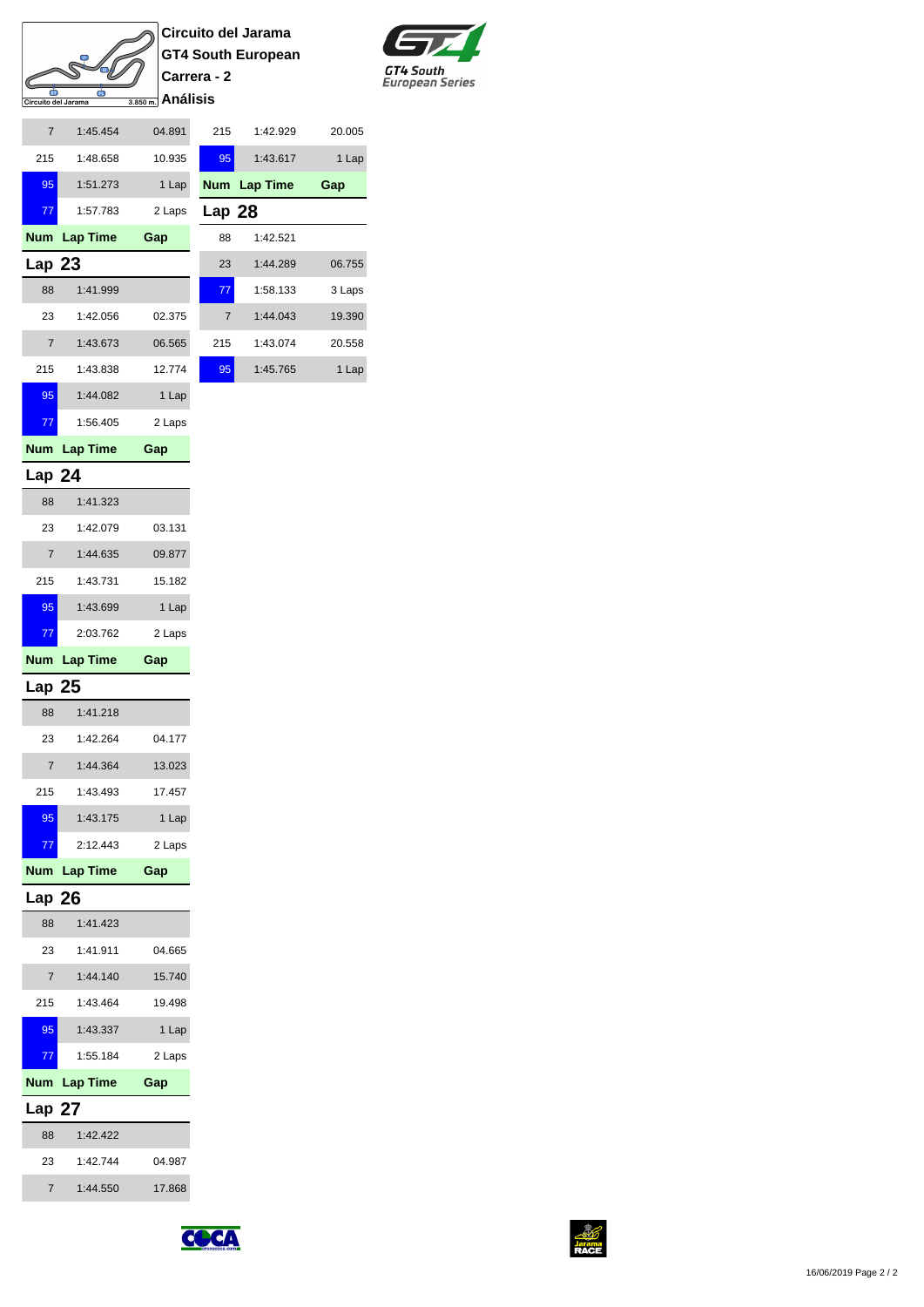# Circuito del Jarama
## GT4 South European
## Carrera - 2
## Análisis

| Num | Lap Time | Gap |
|---|---|---|
| 7 | 1:45.454 | 04.891 |
| 215 | 1:48.658 | 10.935 |
| 95 | 1:51.273 | 1 Lap |
| 77 | 1:57.783 | 2 Laps |

### Lap 23

| Num | Lap Time | Gap |
|---|---|---|
| 88 | 1:41.999 | |
| 23 | 1:42.056 | 02.375 |
| 7 | 1:43.673 | 06.565 |
| 215 | 1:43.838 | 12.774 |
| 95 | 1:44.082 | 1 Lap |
| 77 | 1:56.405 | 2 Laps |

### Lap 24

| Num | Lap Time | Gap |
|---|---|---|
| 88 | 1:41.323 | |
| 23 | 1:42.079 | 03.131 |
| 7 | 1:44.635 | 09.877 |
| 215 | 1:43.731 | 15.182 |
| 95 | 1:43.699 | 1 Lap |
| 77 | 2:03.762 | 2 Laps |

### Lap 25

| Num | Lap Time | Gap |
|---|---|---|
| 88 | 1:41.218 | |
| 23 | 1:42.264 | 04.177 |
| 7 | 1:44.364 | 13.023 |
| 215 | 1:43.493 | 17.457 |
| 95 | 1:43.175 | 1 Lap |
| 77 | 2:12.443 | 2 Laps |

### Lap 26

| Num | Lap Time | Gap |
|---|---|---|
| 88 | 1:41.423 | |
| 23 | 1:41.911 | 04.665 |
| 7 | 1:44.140 | 15.740 |
| 215 | 1:43.464 | 19.498 |
| 95 | 1:43.337 | 1 Lap |
| 77 | 1:55.184 | 2 Laps |

### Lap 27

| Num | Lap Time | Gap |
|---|---|---|
| 88 | 1:42.422 | |
| 23 | 1:42.744 | 04.987 |
| 7 | 1:44.550 | 17.868 |
| 215 | 1:42.929 | 20.005 |
| 95 | 1:43.617 | 1 Lap |

### Lap 28

| Num | Lap Time | Gap |
|---|---|---|
| 88 | 1:42.521 | |
| 23 | 1:44.289 | 06.755 |
| 77 | 1:58.133 | 3 Laps |
| 7 | 1:44.043 | 19.390 |
| 215 | 1:43.074 | 20.558 |
| 95 | 1:45.765 | 1 Lap |

16/06/2019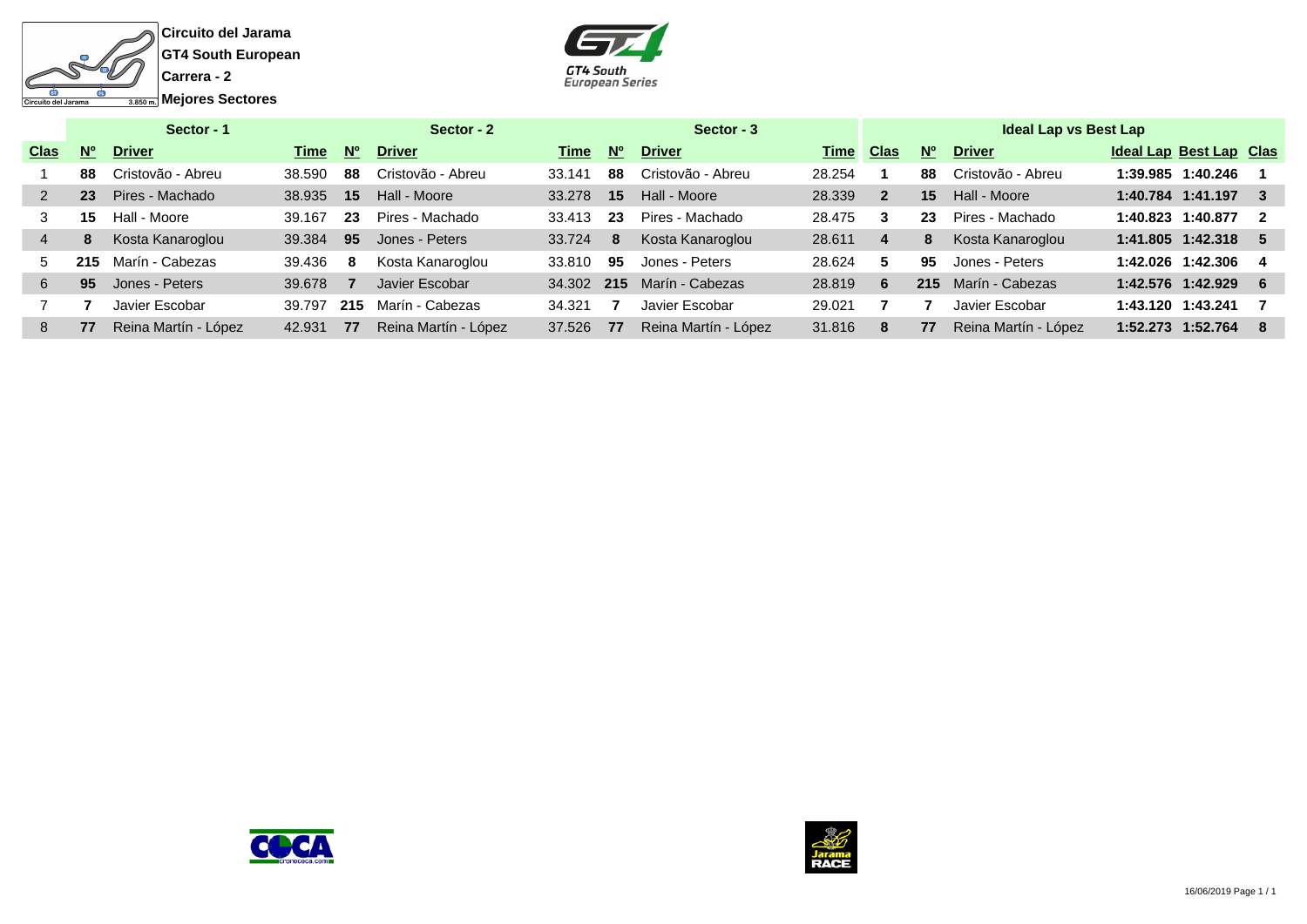**Circuito del Jarama**

**GT4 South European**

**Carrera - 2**

**Mejores Sectores**

| Sector - 1 | | | | Sector - 2 | | | Sector - 3 | | | Ideal Lap vs Best Lap | | | | | |
|---|---|---|---|---|---|---|---|---|---|---|---|---|---|---|---|
| Clas | Nº | Driver | Time | Nº | Driver | Time | Nº | Driver | Time | Clas | Nº | Driver | Ideal Lap | Best Lap | Clas |
| 1 | 88 | Cristovão - Abreu | 38.590 | 88 | Cristovão - Abreu | 33.141 | 88 | Cristovão - Abreu | 28.254 | 1 | 88 | Cristovão - Abreu | 1:39.985 | 1:40.246 | 1 |
| 2 | 23 | Pires - Machado | 38.935 | 15 | Hall - Moore | 33.278 | 15 | Hall - Moore | 28.339 | 2 | 15 | Hall - Moore | 1:40.784 | 1:41.197 | 3 |
| 3 | 15 | Hall - Moore | 39.167 | 23 | Pires - Machado | 33.413 | 23 | Pires - Machado | 28.475 | 3 | 23 | Pires - Machado | 1:40.823 | 1:40.877 | 2 |
| 4 | 8 | Kosta Kanaroglou | 39.384 | 95 | Jones - Peters | 33.724 | 8 | Kosta Kanaroglou | 28.611 | 4 | 8 | Kosta Kanaroglou | 1:41.805 | 1:42.318 | 5 |
| 5 | 215 | Marín - Cabezas | 39.436 | 8 | Kosta Kanaroglou | 33.810 | 95 | Jones - Peters | 28.624 | 5 | 95 | Jones - Peters | 1:42.026 | 1:42.306 | 4 |
| 6 | 95 | Jones - Peters | 39.678 | 7 | Javier Escobar | 34.302 | 215 | Marín - Cabezas | 28.819 | 6 | 215 | Marín - Cabezas | 1:42.576 | 1:42.929 | 6 |
| 7 | 7 | Javier Escobar | 39.797 | 215 | Marín - Cabezas | 34.321 | 7 | Javier Escobar | 29.021 | 7 | 7 | Javier Escobar | 1:43.120 | 1:43.241 | 7 |
| 8 | 77 | Reina Martín - López | 42.931 | 77 | Reina Martín - López | 37.526 | 77 | Reina Martín - López | 31.816 | 8 | 77 | Reina Martín - López | 1:52.273 | 1:52.764 | 8 |

16/06/2019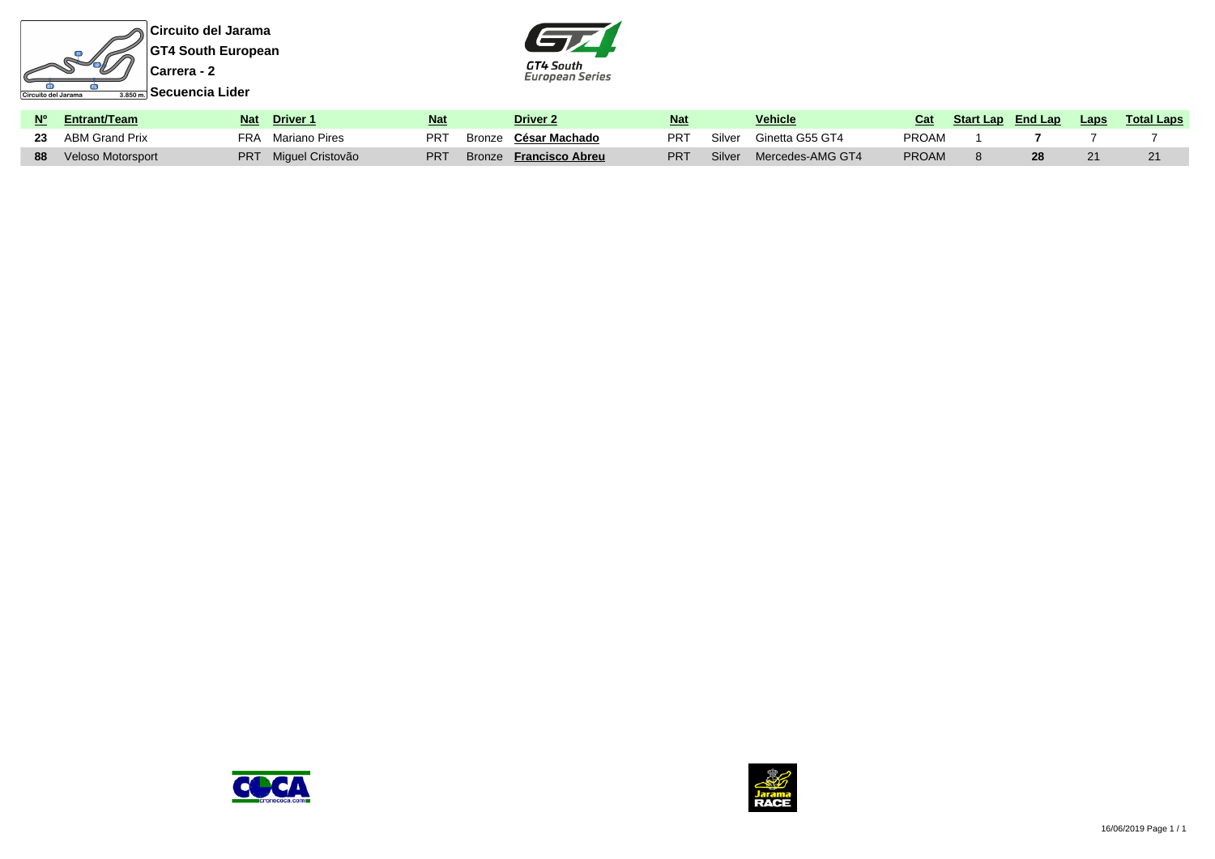**Circuito del Jarama**

**GT4 South European**

**Carrera - 2**

**Secuencia Lider**

| Nº | Entrant/Team | Nat | Driver 1 | Nat | | Driver 2 | Nat | | Vehicle | Cat | Start Lap | End Lap | Laps | Total Laps |
|---|---|---|---|---|---|---|---|---|---|---|---|---|---|---|
| **23** | ABM Grand Prix | FRA | Mariano Pires | PRT | Bronze | **César Machado** | PRT | Silver | Ginetta G55 GT4 | PROAM | 1 | **7** | 7 | 7 |
| **88** | Veloso Motorsport | PRT | Miguel Cristovão | PRT | Bronze | **Francisco Abreu** | PRT | Silver | Mercedes-AMG GT4 | PROAM | 8 | **28** | 21 | 21 |

16/06/2019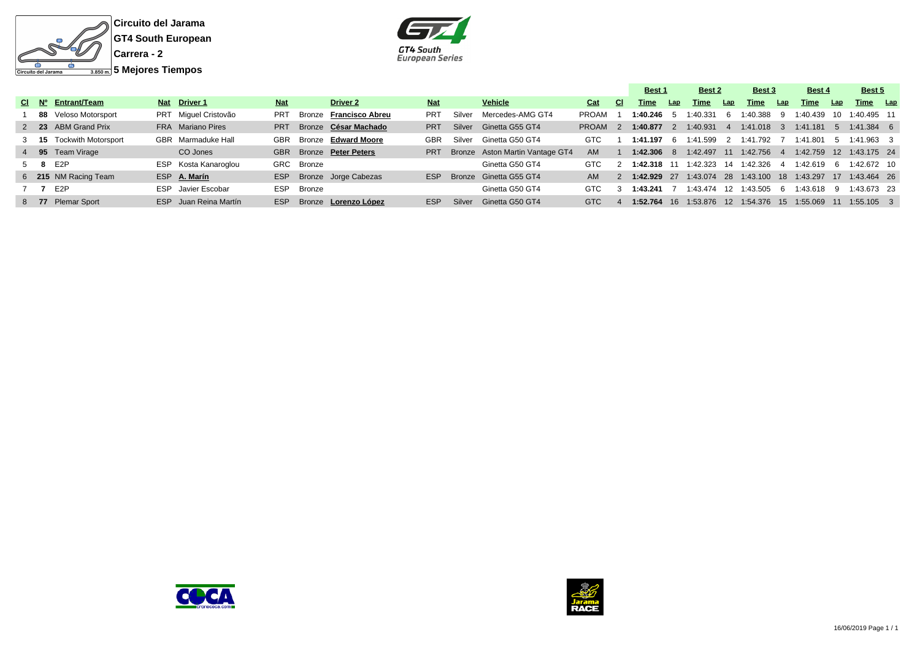**Circuito del Jarama**
**GT4 South European**
**Carrera - 2**
**5 Mejores Tiempos**

| | | | | | | | | | | | | | Best 1 | | Best 2 | | Best 3 | | Best 4 | | Best 5 | |
|---|---|---|---|---|---|---|---|---|---|---|---|---|---|---|---|---|---|---|---|---|---|---|
| Cl | Nº | Entrant/Team | Nat | Driver 1 | Nat | | Driver 2 | Nat | | Vehicle | Cat | Cl | Time | Lap | Time | Lap | Time | Lap | Time | Lap | Time | Lap |
| 1 | **88** | Veloso Motorsport | PRT | Miguel Cristovão | PRT | Bronze | **Francisco Abreu** | PRT | Silver | Mercedes-AMG GT4 | PROAM | 1 | **1:40.246** | 5 | 1:40.331 | 6 | 1:40.388 | 9 | 1:40.439 | 10 | 1:40.495 | 11 |
| 2 | **23** | ABM Grand Prix | FRA | Mariano Pires | PRT | Bronze | **César Machado** | PRT | Silver | Ginetta G55 GT4 | PROAM | 2 | **1:40.877** | 2 | 1:40.931 | 4 | 1:41.018 | 3 | 1:41.181 | 5 | 1:41.384 | 6 |
| 3 | **15** | Tockwith Motorsport | GBR | Marmaduke Hall | GBR | Bronze | **Edward Moore** | GBR | Silver | Ginetta G50 GT4 | GTC | 1 | **1:41.197** | 6 | 1:41.599 | 2 | 1:41.792 | 7 | 1:41.801 | 5 | 1:41.963 | 3 |
| 4 | **95** | Team Virage | | CO Jones | GBR | Bronze | **Peter Peters** | PRT | Bronze | Aston Martin Vantage GT4 | AM | 1 | **1:42.306** | 8 | 1:42.497 | 11 | 1:42.756 | 4 | 1:42.759 | 12 | 1:43.175 | 24 |
| 5 | **8** | E2P | ESP | Kosta Kanaroglou | GRC | Bronze | | | | Ginetta G50 GT4 | GTC | 2 | **1:42.318** | 11 | 1:42.323 | 14 | 1:42.326 | 4 | 1:42.619 | 6 | 1:42.672 | 10 |
| 6 | **215** | NM Racing Team | ESP | **A. Marín** | ESP | Bronze | Jorge Cabezas | ESP | Bronze | Ginetta G55 GT4 | AM | 2 | **1:42.929** | 27 | 1:43.074 | 28 | 1:43.100 | 18 | 1:43.297 | 17 | 1:43.464 | 26 |
| 7 | **7** | E2P | ESP | Javier Escobar | ESP | Bronze | | | | Ginetta G50 GT4 | GTC | 3 | **1:43.241** | 7 | 1:43.474 | 12 | 1:43.505 | 6 | 1:43.618 | 9 | 1:43.673 | 23 |
| 8 | **77** | Plemar Sport | ESP | Juan Reina Martín | ESP | Bronze | **Lorenzo López** | ESP | Silver | Ginetta G50 GT4 | GTC | 4 | **1:52.764** | 16 | 1:53.876 | 12 | 1:54.376 | 15 | 1:55.069 | 11 | 1:55.105 | 3 |

16/06/2019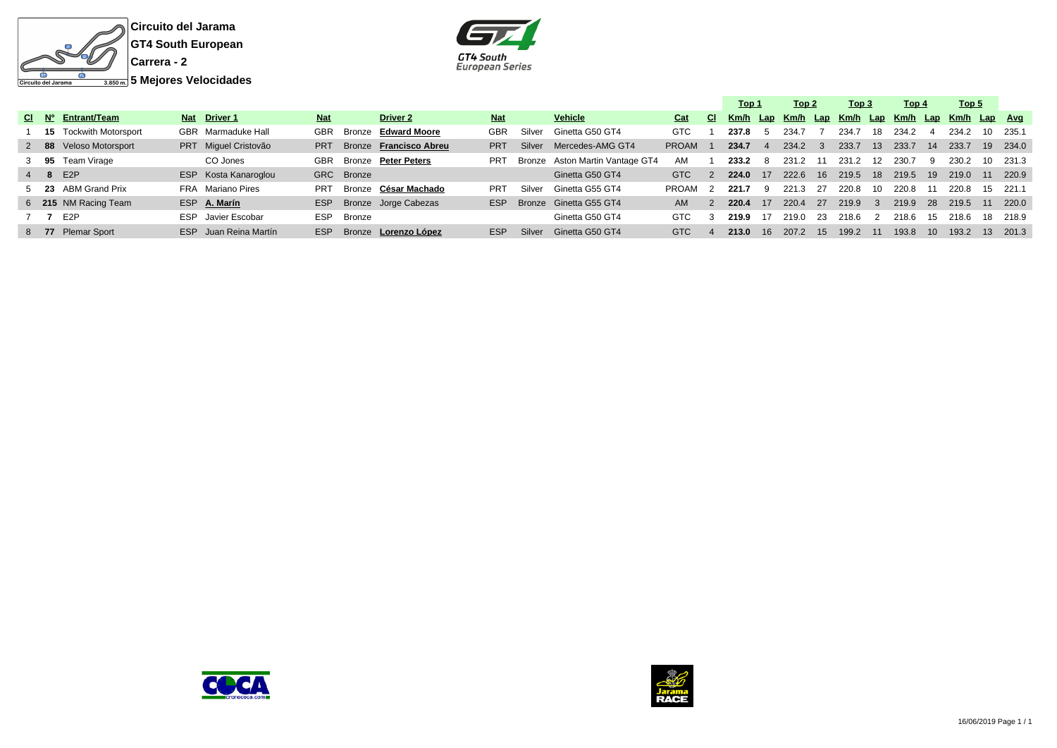**Circuito del Jarama**

**GT4 South European**

**Carrera - 2**

**5 Mejores Velocidades**

| Cl | Nº | Entrant/Team | Nat | Driver 1 | Nat | | Driver 2 | Nat | | Vehicle | Cat | Cl | Top 1 | | Top 2 | | Top 3 | | Top 4 | | Top 5 | | |
|---|---|---|---|---|---|---|---|---|---|---|---|---|---|---|---|---|---|---|---|---|---|---|---|
| | | | | | | | | | | | | | Km/h | Lap | Km/h | Lap | Km/h | Lap | Km/h | Lap | Km/h | Lap | Avg |
| 1 | **15** | Tockwith Motorsport | GBR | Marmaduke Hall | GBR | Bronze | **Edward Moore** | GBR | Silver | Ginetta G50 GT4 | GTC | 1 | **237.8** | 5 | 234.7 | 7 | 234.7 | 18 | 234.2 | 4 | 234.2 | 10 | 235.1 |
| 2 | **88** | Veloso Motorsport | PRT | Miguel Cristovão | PRT | Bronze | **Francisco Abreu** | PRT | Silver | Mercedes-AMG GT4 | PROAM | 1 | **234.7** | 4 | 234.2 | 3 | 233.7 | 13 | 233.7 | 14 | 233.7 | 19 | 234.0 |
| 3 | **95** | Team Virage | | CO Jones | GBR | Bronze | **Peter Peters** | PRT | Bronze | Aston Martin Vantage GT4 | AM | 1 | **233.2** | 8 | 231.2 | 11 | 231.2 | 12 | 230.7 | 9 | 230.2 | 10 | 231.3 |
| 4 | **8** | E2P | ESP | Kosta Kanaroglou | GRC | Bronze | | | | Ginetta G50 GT4 | GTC | 2 | **224.0** | 17 | 222.6 | 16 | 219.5 | 18 | 219.5 | 19 | 219.0 | 11 | 220.9 |
| 5 | **23** | ABM Grand Prix | FRA | Mariano Pires | PRT | Bronze | **César Machado** | PRT | Silver | Ginetta G55 GT4 | PROAM | 2 | **221.7** | 9 | 221.3 | 27 | 220.8 | 10 | 220.8 | 11 | 220.8 | 15 | 221.1 |
| 6 | **215** | NM Racing Team | ESP | **A. Marín** | ESP | Bronze | Jorge Cabezas | ESP | Bronze | Ginetta G55 GT4 | AM | 2 | **220.4** | 17 | 220.4 | 27 | 219.9 | 3 | 219.9 | 28 | 219.5 | 11 | 220.0 |
| 7 | **7** | E2P | ESP | Javier Escobar | ESP | Bronze | | | | Ginetta G50 GT4 | GTC | 3 | **219.9** | 17 | 219.0 | 23 | 218.6 | 2 | 218.6 | 15 | 218.6 | 18 | 218.9 |
| 8 | **77** | Plemar Sport | ESP | Juan Reina Martín | ESP | Bronze | **Lorenzo López** | ESP | Silver | Ginetta G50 GT4 | GTC | 4 | **213.0** | 16 | 207.2 | 15 | 199.2 | 11 | 193.8 | 10 | 193.2 | 13 | 201.3 |

16/06/2019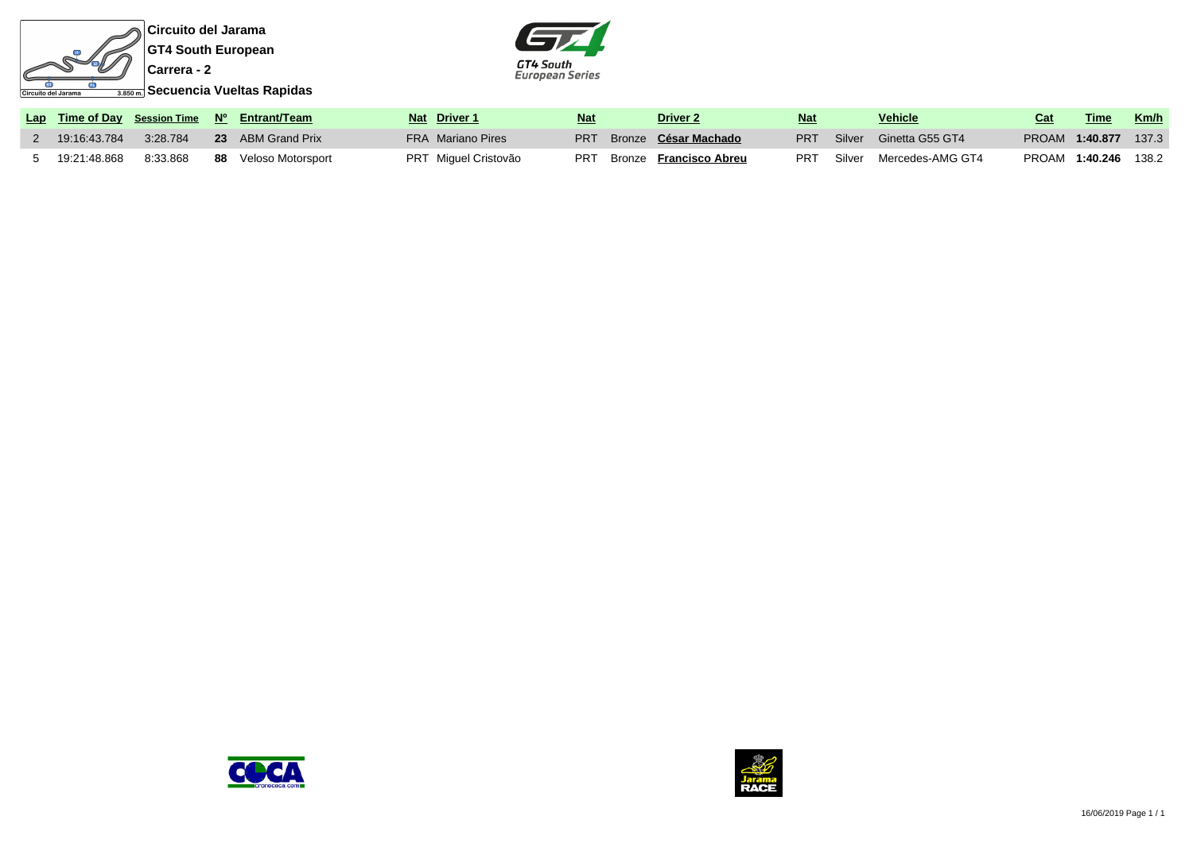**Circuito del Jarama**

**GT4 South European**

**Carrera - 2**

**Secuencia Vueltas Rapidas**

| Lap | Time of Day | Session Time | Nº | Entrant/Team | Nat | Driver 1 | Nat | | Driver 2 | Nat | | Vehicle | Cat | Time | Km/h |
|---|---|---|---|---|---|---|---|---|---|---|---|---|---|---|---|
| 2 | 19:16:43.784 | 3:28.784 | **23** | ABM Grand Prix | FRA | Mariano Pires | PRT | Bronze | **César Machado** | PRT | Silver | Ginetta G55 GT4 | PROAM | **1:40.877** | 137.3 |
| 5 | 19:21:48.868 | 8:33.868 | **88** | Veloso Motorsport | PRT | Miguel Cristovão | PRT | Bronze | **Francisco Abreu** | PRT | Silver | Mercedes-AMG GT4 | PROAM | **1:40.246** | 138.2 |

16/06/2019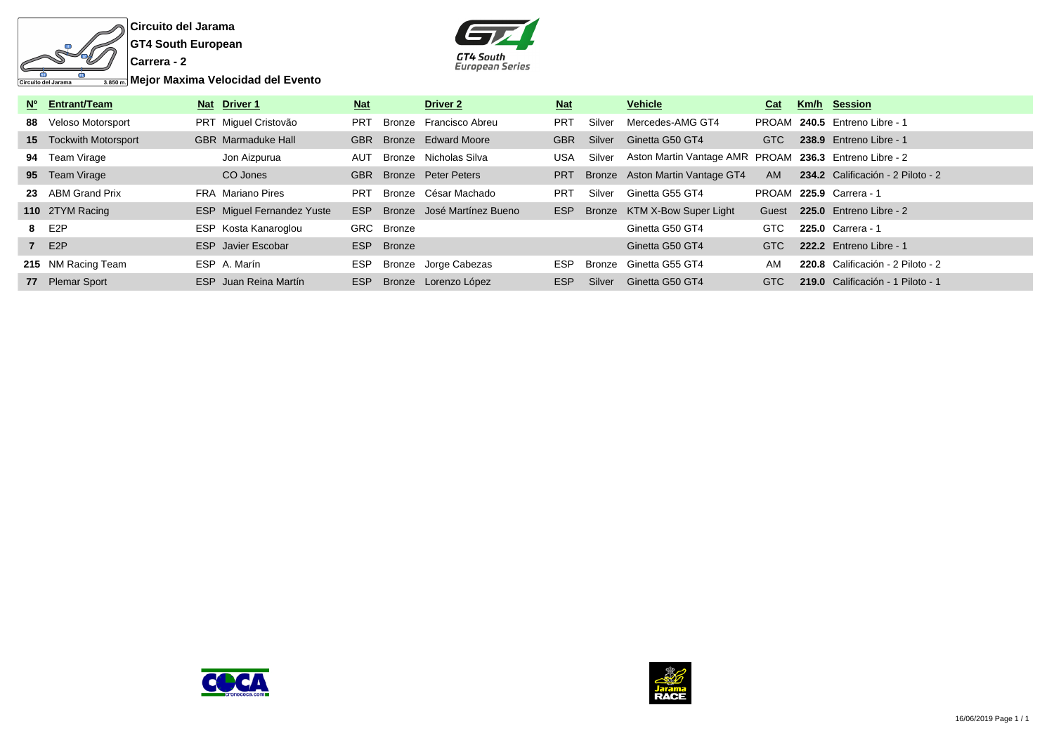**Circuito del Jarama**

**GT4 South European**

**Carrera - 2**

**Mejor Maxima Velocidad del Evento**

| Nº | Entrant/Team | Nat | Driver 1 | Nat | | Driver 2 | Nat | | Vehicle | Cat | Km/h | Session |
|---|---|---|---|---|---|---|---|---|---|---|---|---|
| **88** | Veloso Motorsport | PRT | Miguel Cristovão | PRT | Bronze | Francisco Abreu | PRT | Silver | Mercedes-AMG GT4 | PROAM | **240.5** | Entreno Libre - 1 |
| **15** | Tockwith Motorsport | GBR | Marmaduke Hall | GBR | Bronze | Edward Moore | GBR | Silver | Ginetta G50 GT4 | GTC | **238.9** | Entreno Libre - 1 |
| **94** | Team Virage | | Jon Aizpurua | AUT | Bronze | Nicholas Silva | USA | Silver | Aston Martin Vantage AMR | PROAM | **236.3** | Entreno Libre - 2 |
| **95** | Team Virage | | CO Jones | GBR | Bronze | Peter Peters | PRT | Bronze | Aston Martin Vantage GT4 | AM | **234.2** | Calificación - 2 Piloto - 2 |
| **23** | ABM Grand Prix | FRA | Mariano Pires | PRT | Bronze | César Machado | PRT | Silver | Ginetta G55 GT4 | PROAM | **225.9** | Carrera - 1 |
| **110** | 2TYM Racing | ESP | Miguel Fernandez Yuste | ESP | Bronze | José Martínez Bueno | ESP | Bronze | KTM X-Bow Super Light | Guest | **225.0** | Entreno Libre - 2 |
| **8** | E2P | ESP | Kosta Kanaroglou | GRC | Bronze | | | | Ginetta G50 GT4 | GTC | **225.0** | Carrera - 1 |
| **7** | E2P | ESP | Javier Escobar | ESP | Bronze | | | | Ginetta G50 GT4 | GTC | **222.2** | Entreno Libre - 1 |
| **215** | NM Racing Team | ESP | A. Marín | ESP | Bronze | Jorge Cabezas | ESP | Bronze | Ginetta G55 GT4 | AM | **220.8** | Calificación - 2 Piloto - 2 |
| **77** | Plemar Sport | ESP | Juan Reina Martín | ESP | Bronze | Lorenzo López | ESP | Silver | Ginetta G50 GT4 | GTC | **219.0** | Calificación - 1 Piloto - 1 |

16/06/2019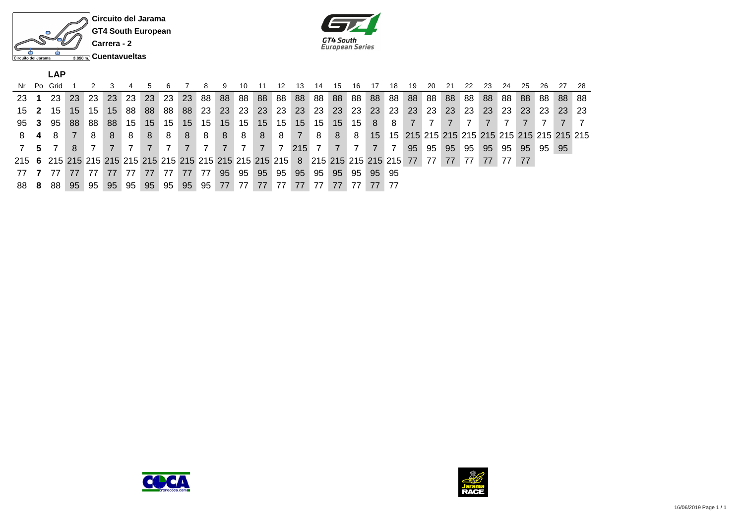**Circuito del Jarama**

**GT4 South European**

**Carrera - 2**

**Cuentavueltas**

**LAP**

| Nr | Po | Grid | 1 | 2 | 3 | 4 | 5 | 6 | 7 | 8 | 9 | 10 | 11 | 12 | 13 | 14 | 15 | 16 | 17 | 18 | 19 | 20 | 21 | 22 | 23 | 24 | 25 | 26 | 27 | 28 |
|---|---|---|---|---|---|---|---|---|---|---|---|---|---|---|---|---|---|---|---|---|---|---|---|---|---|---|---|---|---|---|
| 23 | **1** | 23 | 23 | 23 | 23 | 23 | 23 | 23 | 23 | 88 | 88 | 88 | 88 | 88 | 88 | 88 | 88 | 88 | 88 | 88 | 88 | 88 | 88 | 88 | 88 | 88 | 88 | 88 | 88 | 88 |
| 15 | **2** | 15 | 15 | 15 | 15 | 88 | 88 | 88 | 88 | 23 | 23 | 23 | 23 | 23 | 23 | 23 | 23 | 23 | 23 | 23 | 23 | 23 | 23 | 23 | 23 | 23 | 23 | 23 | 23 | 23 |
| 95 | **3** | 95 | 88 | 88 | 88 | 15 | 15 | 15 | 15 | 15 | 15 | 15 | 15 | 15 | 15 | 15 | 15 | 15 | 8 | 8 | 7 | 7 | 7 | 7 | 7 | 7 | 7 | 7 | 7 | 7 |
| 8 | **4** | 8 | 7 | 8 | 8 | 8 | 8 | 8 | 8 | 8 | 8 | 8 | 8 | 8 | 7 | 8 | 8 | 8 | 15 | 15 | 215 | 215 | 215 | 215 | 215 | 215 | 215 | 215 | 215 | 215 |
| 7 | **5** | 7 | 8 | 7 | 7 | 7 | 7 | 7 | 7 | 7 | 7 | 7 | 7 | 7 | 215 | 7 | 7 | 7 | 7 | 7 | 95 | 95 | 95 | 95 | 95 | 95 | 95 | 95 | 95 | |
| 215 | **6** | 215 | 215 | 215 | 215 | 215 | 215 | 215 | 215 | 215 | 215 | 215 | 215 | 215 | 8 | 215 | 215 | 215 | 215 | 215 | 77 | 77 | 77 | 77 | 77 | 77 | 77 | | | |
| 77 | **7** | 77 | 77 | 77 | 77 | 77 | 77 | 77 | 77 | 77 | 95 | 95 | 95 | 95 | 95 | 95 | 95 | 95 | 95 | 95 | | | | | | | | | | |
| 88 | **8** | 88 | 95 | 95 | 95 | 95 | 95 | 95 | 95 | 95 | 77 | 77 | 77 | 77 | 77 | 77 | 77 | 77 | 77 | 77 | | | | | | | | | | |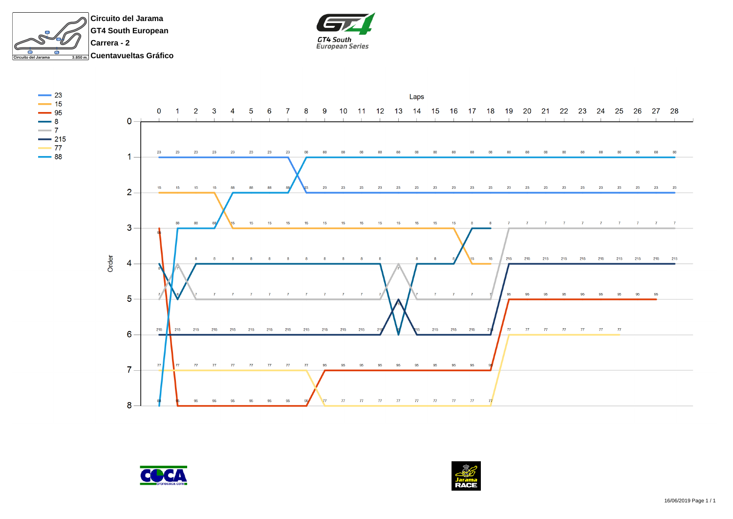**Circuito del Jarama**
**GT4 South European**
**Carrera - 2**
**Cuentavueltas Gráfico**

Circuito del Jarama 3.850 m.

GT4 South European Series

Legend: 23, 15, 95, 8, 7, 215, 77, 88

| Order | 0 | 1 | 2 | 3 | 4 | 5 | 6 | 7 | 8 | 9 | 10 | 11 | 12 | 13 | 14 | 15 | 16 | 17 | 18 | 19 | 20 | 21 | 22 | 23 | 24 | 25 | 26 | 27 | 28 |
|---|---|---|---|---|---|---|---|---|---|---|---|---|---|---|---|---|---|---|---|---|---|---|---|---|---|---|---|---|---|
| 1 | 23 | 23 | 23 | 23 | 23 | 23 | 23 | 23 | 88 | 88 | 88 | 88 | 88 | 88 | 88 | 88 | 88 | 88 | 88 | 88 | 88 | 88 | 88 | 88 | 88 | 88 | 88 | 88 | 88 |
| 2 | 15 | 15 | 15 | 15 | 88 | 88 | 88 | 88 | 23 | 23 | 23 | 23 | 23 | 23 | 23 | 23 | 23 | 23 | 23 | 23 | 23 | 23 | 23 | 23 | 23 | 23 | 23 | 23 | 23 |
| 3 | 95 | 88 | 88 | 88 | 15 | 15 | 15 | 15 | 15 | 15 | 15 | 15 | 15 | 15 | 15 | 15 | 15 | 8 | 8 | 7 | 7 | 7 | 7 | 7 | 7 | 7 | 7 | 7 | 7 |
| 4 | 8 | 7 | 8 | 8 | 8 | 8 | 8 | 8 | 8 | 8 | 8 | 8 | 8 | 7 | 8 | 8 | 8 | 15 | 15 | 215 | 215 | 215 | 215 | 215 | 215 | 215 | 215 | 215 | 215 |
| 5 | 7 | 8 | 7 | 7 | 7 | 7 | 7 | 7 | 7 | 7 | 7 | 7 | 7 | 215 | 7 | 7 | 7 | 7 | 7 | 95 | 95 | 95 | 95 | 95 | 95 | 95 | 95 | 95 | |
| 6 | 215 | 215 | 215 | 215 | 215 | 215 | 215 | 215 | 215 | 215 | 215 | 215 | 215 | 8 | 215 | 215 | 215 | 215 | 215 | 77 | 77 | 77 | 77 | 77 | 77 | 77 | | | |
| 7 | 77 | 77 | 77 | 77 | 77 | 77 | 77 | 77 | 77 | 95 | 95 | 95 | 95 | 95 | 95 | 95 | 95 | 95 | 95 | | | | | | | | | | |
| 8 | 88 | 95 | 95 | 95 | 95 | 95 | 95 | 95 | 95 | 77 | 77 | 77 | 77 | 77 | 77 | 77 | 77 | 77 | 77 | | | | | | | | | | |

Laps

cronococa.com

Jarama RACE

16/06/2019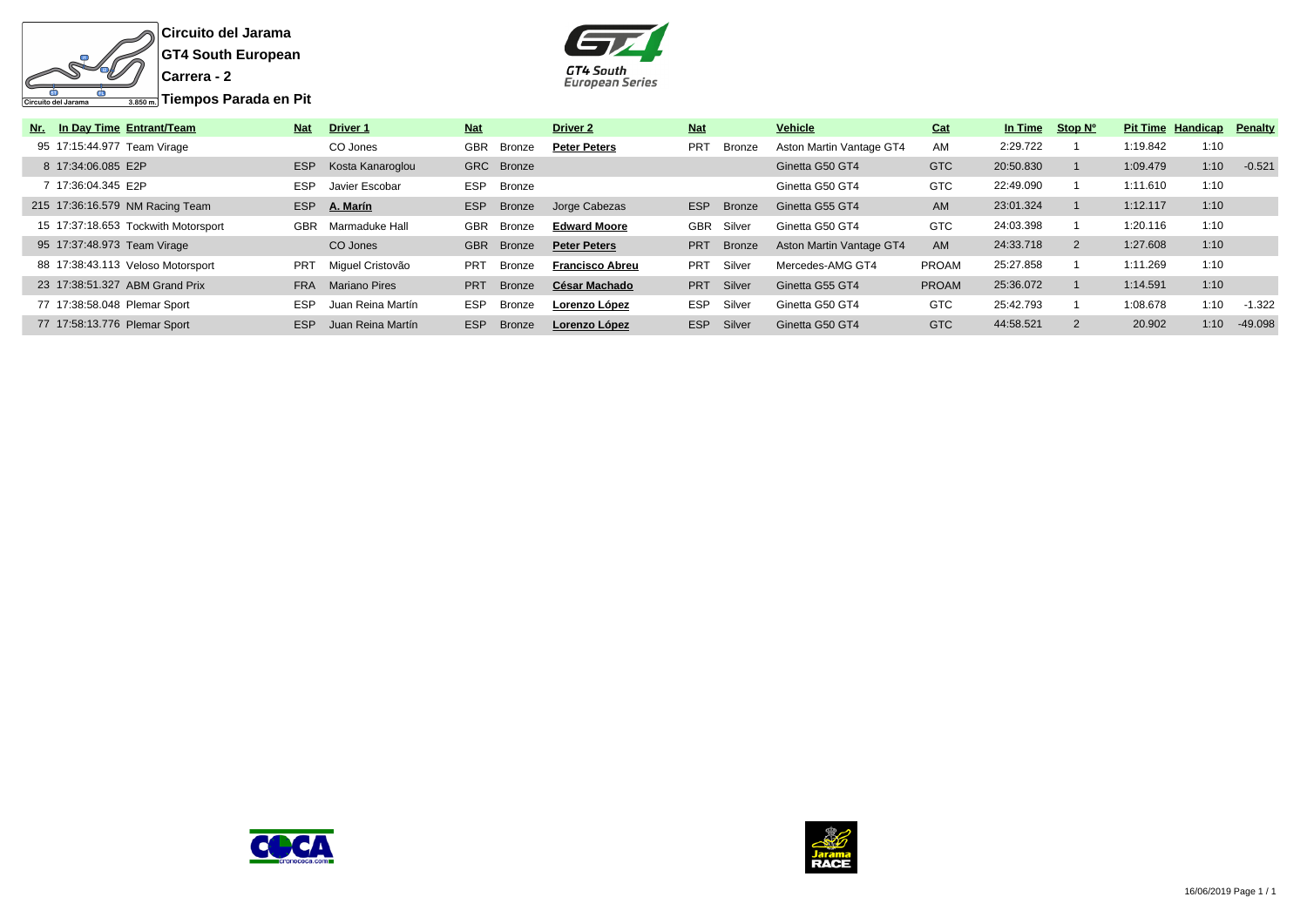**Circuito del Jarama**

**GT4 South European**

**Carrera - 2**

**Tiempos Parada en Pit**

| Nr. | In Day Time | Entrant/Team | Nat | Driver 1 | Nat | | Driver 2 | Nat | | Vehicle | Cat | In Time | Stop Nº | Pit Time | Handicap | Penalty |
|---|---|---|---|---|---|---|---|---|---|---|---|---|---|---|---|---|
| 95 | 17:15:44.977 | Team Virage | | CO Jones | GBR | Bronze | **Peter Peters** | PRT | Bronze | Aston Martin Vantage GT4 | AM | 2:29.722 | 1 | 1:19.842 | 1:10 | |
| 8 | 17:34:06.085 | E2P | ESP | Kosta Kanaroglou | GRC | Bronze | | | | Ginetta G50 GT4 | GTC | 20:50.830 | 1 | 1:09.479 | 1:10 | -0.521 |
| 7 | 17:36:04.345 | E2P | ESP | Javier Escobar | ESP | Bronze | | | | Ginetta G50 GT4 | GTC | 22:49.090 | 1 | 1:11.610 | 1:10 | |
| 215 | 17:36:16.579 | NM Racing Team | ESP | **A. Marín** | ESP | Bronze | Jorge Cabezas | ESP | Bronze | Ginetta G55 GT4 | AM | 23:01.324 | 1 | 1:12.117 | 1:10 | |
| 15 | 17:37:18.653 | Tockwith Motorsport | GBR | Marmaduke Hall | GBR | Bronze | **Edward Moore** | GBR | Silver | Ginetta G50 GT4 | GTC | 24:03.398 | 1 | 1:20.116 | 1:10 | |
| 95 | 17:37:48.973 | Team Virage | | CO Jones | GBR | Bronze | **Peter Peters** | PRT | Bronze | Aston Martin Vantage GT4 | AM | 24:33.718 | 2 | 1:27.608 | 1:10 | |
| 88 | 17:38:43.113 | Veloso Motorsport | PRT | Miguel Cristovão | PRT | Bronze | **Francisco Abreu** | PRT | Silver | Mercedes-AMG GT4 | PROAM | 25:27.858 | 1 | 1:11.269 | 1:10 | |
| 23 | 17:38:51.327 | ABM Grand Prix | FRA | Mariano Pires | PRT | Bronze | **César Machado** | PRT | Silver | Ginetta G55 GT4 | PROAM | 25:36.072 | 1 | 1:14.591 | 1:10 | |
| 77 | 17:38:58.048 | Plemar Sport | ESP | Juan Reina Martín | ESP | Bronze | **Lorenzo López** | ESP | Silver | Ginetta G50 GT4 | GTC | 25:42.793 | 1 | 1:08.678 | 1:10 | -1.322 |
| 77 | 17:58:13.776 | Plemar Sport | ESP | Juan Reina Martín | ESP | Bronze | **Lorenzo López** | ESP | Silver | Ginetta G50 GT4 | GTC | 44:58.521 | 2 | 20.902 | 1:10 | -49.098 |

16/06/2019